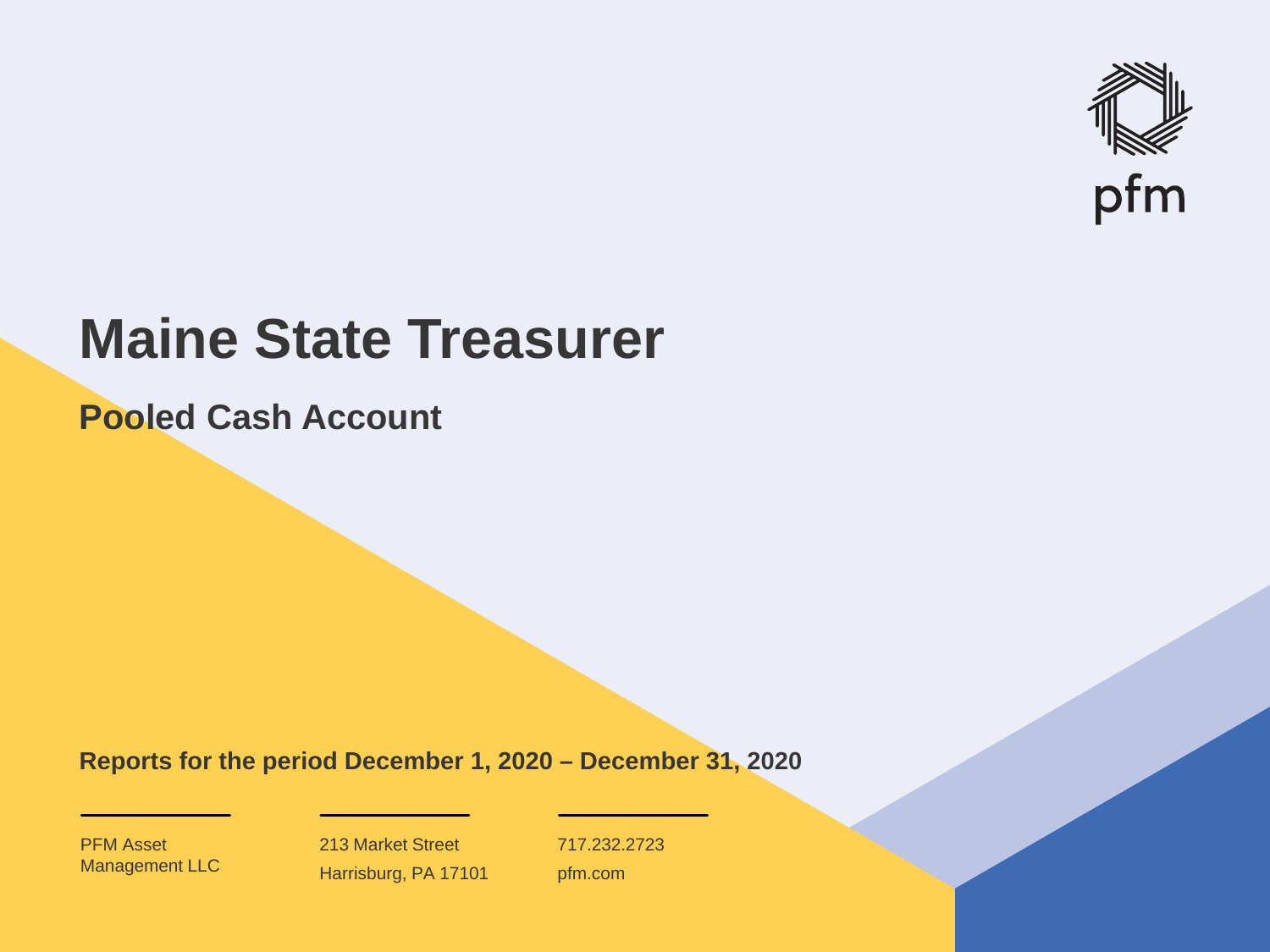pfm

# Maine State Treasurer

## Pooled Cash Account

**Reports for the period December 1, 2020 – December 31, 2020**

PFM Asset Management LLC

213 Market Street
Harrisburg, PA 17101

717.232.2723
pfm.com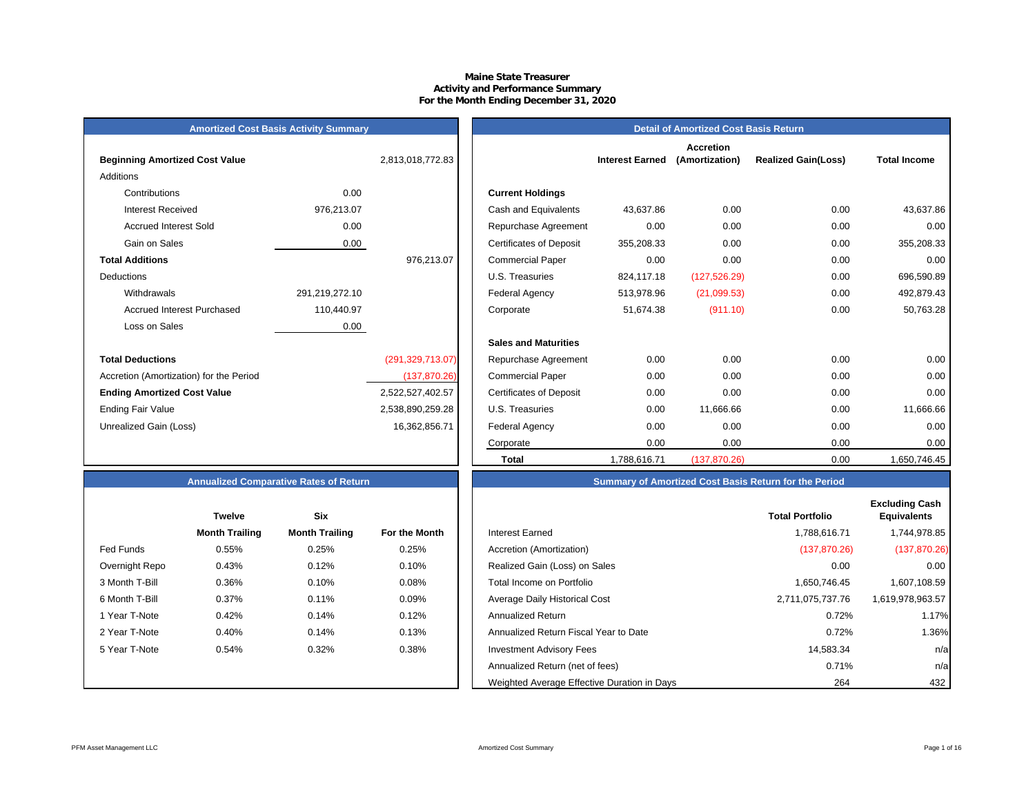# Maine State Treasurer
## Activity and Performance Summary
### For the Month Ending December 31, 2020

## Amortized Cost Basis Activity Summary

| | | |
|---|---|---|
| **Beginning Amortized Cost Value** | | 2,813,018,772.83 |
| Additions | | |
| Contributions | 0.00 | |
| Interest Received | 976,213.07 | |
| Accrued Interest Sold | 0.00 | |
| Gain on Sales | 0.00 | |
| **Total Additions** | | 976,213.07 |
| Deductions | | |
| Withdrawals | 291,219,272.10 | |
| Accrued Interest Purchased | 110,440.97 | |
| Loss on Sales | 0.00 | |
| **Total Deductions** | | (291,329,713.07) |
| Accretion (Amortization) for the Period | | (137,870.26) |
| **Ending Amortized Cost Value** | | 2,522,527,402.57 |
| Ending Fair Value | | 2,538,890,259.28 |
| Unrealized Gain (Loss) | | 16,362,856.71 |

## Detail of Amortized Cost Basis Return

| | Interest Earned | Accretion (Amortization) | Realized Gain(Loss) | Total Income |
|---|---|---|---|---|
| **Current Holdings** | | | | |
| Cash and Equivalents | 43,637.86 | 0.00 | 0.00 | 43,637.86 |
| Repurchase Agreement | 0.00 | 0.00 | 0.00 | 0.00 |
| Certificates of Deposit | 355,208.33 | 0.00 | 0.00 | 355,208.33 |
| Commercial Paper | 0.00 | 0.00 | 0.00 | 0.00 |
| U.S. Treasuries | 824,117.18 | (127,526.29) | 0.00 | 696,590.89 |
| Federal Agency | 513,978.96 | (21,099.53) | 0.00 | 492,879.43 |
| Corporate | 51,674.38 | (911.10) | 0.00 | 50,763.28 |
| **Sales and Maturities** | | | | |
| Repurchase Agreement | 0.00 | 0.00 | 0.00 | 0.00 |
| Commercial Paper | 0.00 | 0.00 | 0.00 | 0.00 |
| Certificates of Deposit | 0.00 | 0.00 | 0.00 | 0.00 |
| U.S. Treasuries | 0.00 | 11,666.66 | 0.00 | 11,666.66 |
| Federal Agency | 0.00 | 0.00 | 0.00 | 0.00 |
| Corporate | 0.00 | 0.00 | 0.00 | 0.00 |
| **Total** | 1,788,616.71 | (137,870.26) | 0.00 | 1,650,746.45 |

## Annualized Comparative Rates of Return

| | Twelve Month Trailing | Six Month Trailing | For the Month |
|---|---|---|---|
| Fed Funds | 0.55% | 0.25% | 0.25% |
| Overnight Repo | 0.43% | 0.12% | 0.10% |
| 3 Month T-Bill | 0.36% | 0.10% | 0.08% |
| 6 Month T-Bill | 0.37% | 0.11% | 0.09% |
| 1 Year T-Note | 0.42% | 0.14% | 0.12% |
| 2 Year T-Note | 0.40% | 0.14% | 0.13% |
| 5 Year T-Note | 0.54% | 0.32% | 0.38% |

## Summary of Amortized Cost Basis Return for the Period

| | Total Portfolio | Excluding Cash Equivalents |
|---|---|---|
| Interest Earned | 1,788,616.71 | 1,744,978.85 |
| Accretion (Amortization) | (137,870.26) | (137,870.26) |
| Realized Gain (Loss) on Sales | 0.00 | 0.00 |
| Total Income on Portfolio | 1,650,746.45 | 1,607,108.59 |
| Average Daily Historical Cost | 2,711,075,737.76 | 1,619,978,963.57 |
| Annualized Return | 0.72% | 1.17% |
| Annualized Return Fiscal Year to Date | 0.72% | 1.36% |
| Investment Advisory Fees | 14,583.34 | n/a |
| Annualized Return (net of fees) | 0.71% | n/a |
| Weighted Average Effective Duration in Days | 264 | 432 |

PFM Asset Management LLC

Amortized Cost Summary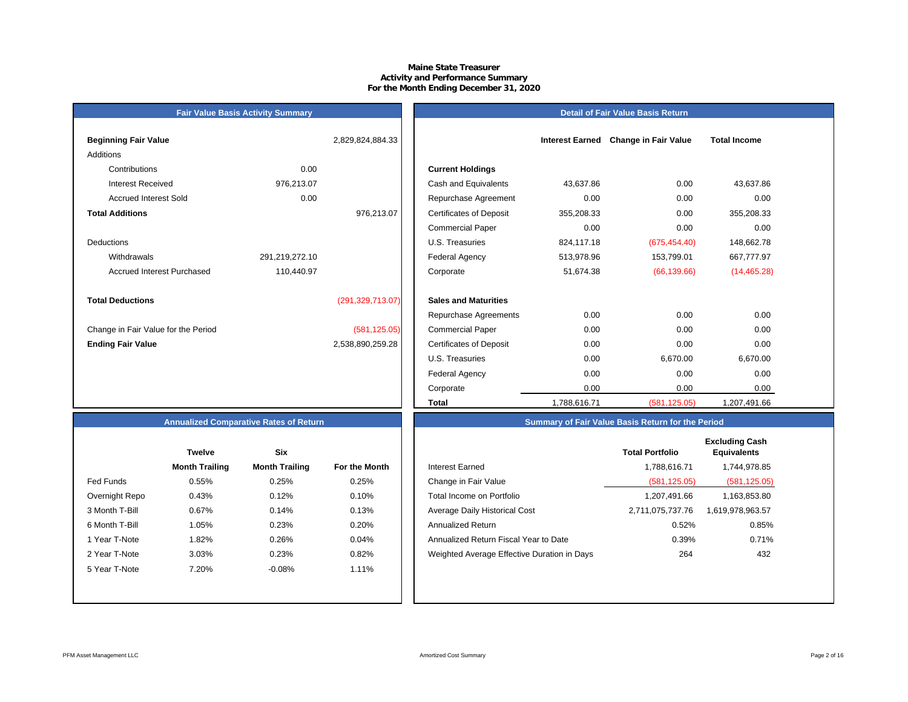# Maine State Treasurer
## Activity and Performance Summary
### For the Month Ending December 31, 2020

## Fair Value Basis Activity Summary

| | | |
|---|---|---|
| **Beginning Fair Value** | | 2,829,824,884.33 |
| Additions | | |
| Contributions | 0.00 | |
| Interest Received | 976,213.07 | |
| Accrued Interest Sold | 0.00 | |
| **Total Additions** | | 976,213.07 |
| Deductions | | |
| Withdrawals | 291,219,272.10 | |
| Accrued Interest Purchased | 110,440.97 | |
| **Total Deductions** | | (291,329,713.07) |
| Change in Fair Value for the Period | | (581,125.05) |
| **Ending Fair Value** | | 2,538,890,259.28 |

## Detail of Fair Value Basis Return

| | Interest Earned | Change in Fair Value | Total Income |
|---|---|---|---|
| **Current Holdings** | | | |
| Cash and Equivalents | 43,637.86 | 0.00 | 43,637.86 |
| Repurchase Agreement | 0.00 | 0.00 | 0.00 |
| Certificates of Deposit | 355,208.33 | 0.00 | 355,208.33 |
| Commercial Paper | 0.00 | 0.00 | 0.00 |
| U.S. Treasuries | 824,117.18 | (675,454.40) | 148,662.78 |
| Federal Agency | 513,978.96 | 153,799.01 | 667,777.97 |
| Corporate | 51,674.38 | (66,139.66) | (14,465.28) |
| **Sales and Maturities** | | | |
| Repurchase Agreements | 0.00 | 0.00 | 0.00 |
| Commercial Paper | 0.00 | 0.00 | 0.00 |
| Certificates of Deposit | 0.00 | 0.00 | 0.00 |
| U.S. Treasuries | 0.00 | 6,670.00 | 6,670.00 |
| Federal Agency | 0.00 | 0.00 | 0.00 |
| Corporate | 0.00 | 0.00 | 0.00 |
| **Total** | 1,788,616.71 | (581,125.05) | 1,207,491.66 |

## Annualized Comparative Rates of Return

| | Twelve Month Trailing | Six Month Trailing | For the Month |
|---|---|---|---|
| Fed Funds | 0.55% | 0.25% | 0.25% |
| Overnight Repo | 0.43% | 0.12% | 0.10% |
| 3 Month T-Bill | 0.67% | 0.14% | 0.13% |
| 6 Month T-Bill | 1.05% | 0.23% | 0.20% |
| 1 Year T-Note | 1.82% | 0.26% | 0.04% |
| 2 Year T-Note | 3.03% | 0.23% | 0.82% |
| 5 Year T-Note | 7.20% | -0.08% | 1.11% |

## Summary of Fair Value Basis Return for the Period

| | Total Portfolio | Excluding Cash Equivalents |
|---|---|---|
| Interest Earned | 1,788,616.71 | 1,744,978.85 |
| Change in Fair Value | (581,125.05) | (581,125.05) |
| Total Income on Portfolio | 1,207,491.66 | 1,163,853.80 |
| Average Daily Historical Cost | 2,711,075,737.76 | 1,619,978,963.57 |
| Annualized Return | 0.52% | 0.85% |
| Annualized Return Fiscal Year to Date | 0.39% | 0.71% |
| Weighted Average Effective Duration in Days | 264 | 432 |

PFM Asset Management LLC

Amortized Cost Summary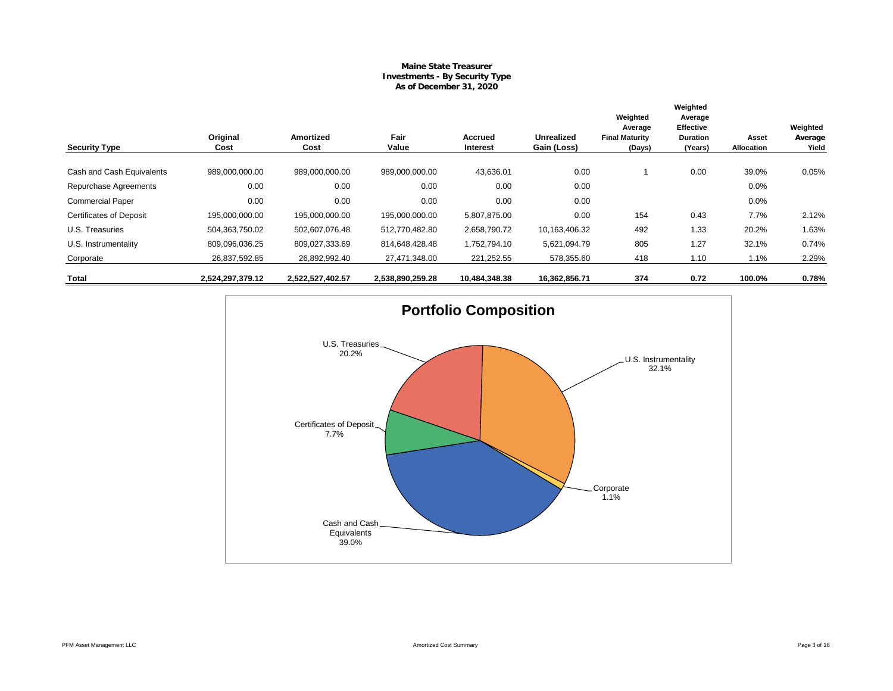# Maine State Treasurer
## Investments - By Security Type
### As of December 31, 2020

| Security Type | Original Cost | Amortized Cost | Fair Value | Accrued Interest | Unrealized Gain (Loss) | Weighted Average Final Maturity (Days) | Weighted Average Effective Duration (Years) | Asset Allocation | Weighted Average Yield |
|---|---|---|---|---|---|---|---|---|---|
| Cash and Cash Equivalents | 989,000,000.00 | 989,000,000.00 | 989,000,000.00 | 43,636.01 | 0.00 | 1 | 0.00 | 39.0% | 0.05% |
| Repurchase Agreements | 0.00 | 0.00 | 0.00 | 0.00 | 0.00 | | | 0.0% | |
| Commercial Paper | 0.00 | 0.00 | 0.00 | 0.00 | 0.00 | | | 0.0% | |
| Certificates of Deposit | 195,000,000.00 | 195,000,000.00 | 195,000,000.00 | 5,807,875.00 | 0.00 | 154 | 0.43 | 7.7% | 2.12% |
| U.S. Treasuries | 504,363,750.02 | 502,607,076.48 | 512,770,482.80 | 2,658,790.72 | 10,163,406.32 | 492 | 1.33 | 20.2% | 1.63% |
| U.S. Instrumentality | 809,096,036.25 | 809,027,333.69 | 814,648,428.48 | 1,752,794.10 | 5,621,094.79 | 805 | 1.27 | 32.1% | 0.74% |
| Corporate | 26,837,592.85 | 26,892,992.40 | 27,471,348.00 | 221,252.55 | 578,355.60 | 418 | 1.10 | 1.1% | 2.29% |
| **Total** | **2,524,297,379.12** | **2,522,527,402.57** | **2,538,890,259.28** | **10,484,348.38** | **16,362,856.71** | **374** | **0.72** | **100.0%** | **0.78%** |

## Portfolio Composition

- Cash and Cash Equivalents: 39.0%
- U.S. Instrumentality: 32.1%
- U.S. Treasuries: 20.2%
- Certificates of Deposit: 7.7%
- Corporate: 1.1%

Amortized Cost Summary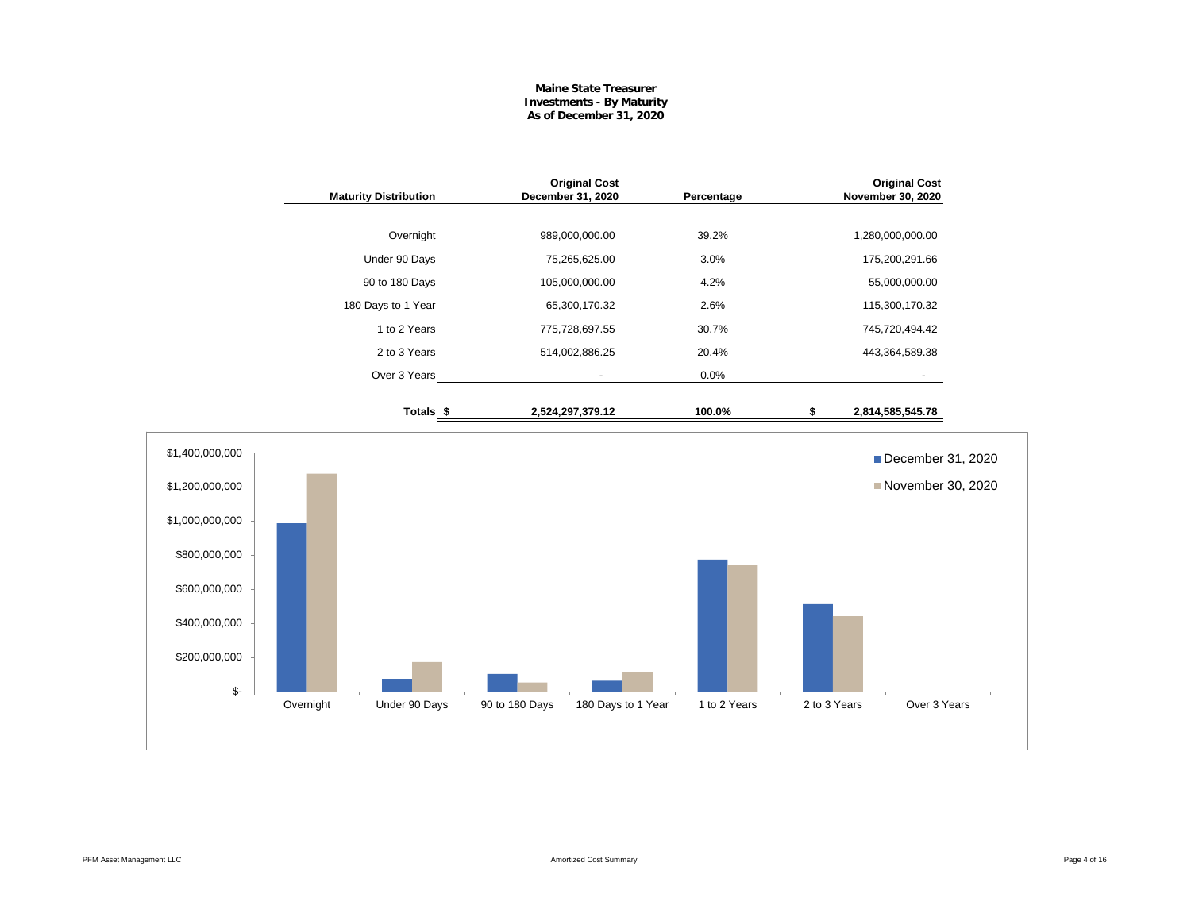**Maine State Treasurer**
**Investments - By Maturity**
**As of December 31, 2020**

| Maturity Distribution | Original Cost December 31, 2020 | Percentage | Original Cost November 30, 2020 |
|---|---|---|---|
| Overnight | 989,000,000.00 | 39.2% | 1,280,000,000.00 |
| Under 90 Days | 75,265,625.00 | 3.0% | 175,200,291.66 |
| 90 to 180 Days | 105,000,000.00 | 4.2% | 55,000,000.00 |
| 180 Days to 1 Year | 65,300,170.32 | 2.6% | 115,300,170.32 |
| 1 to 2 Years | 775,728,697.55 | 30.7% | 745,720,494.42 |
| 2 to 3 Years | 514,002,886.25 | 20.4% | 443,364,589.38 |
| Over 3 Years | - | 0.0% | - |
| **Totals** | **$ 2,524,297,379.12** | **100.0%** | **$ 2,814,585,545.78** |

$1,400,000,000
$1,200,000,000
$1,000,000,000
$800,000,000
$600,000,000
$400,000,000
$200,000,000
$-

Overnight | Under 90 Days | 90 to 180 Days | 180 Days to 1 Year | 1 to 2 Years | 2 to 3 Years | Over 3 Years

December 31, 2020
November 30, 2020

PFM Asset Management LLC

Amortized Cost Summary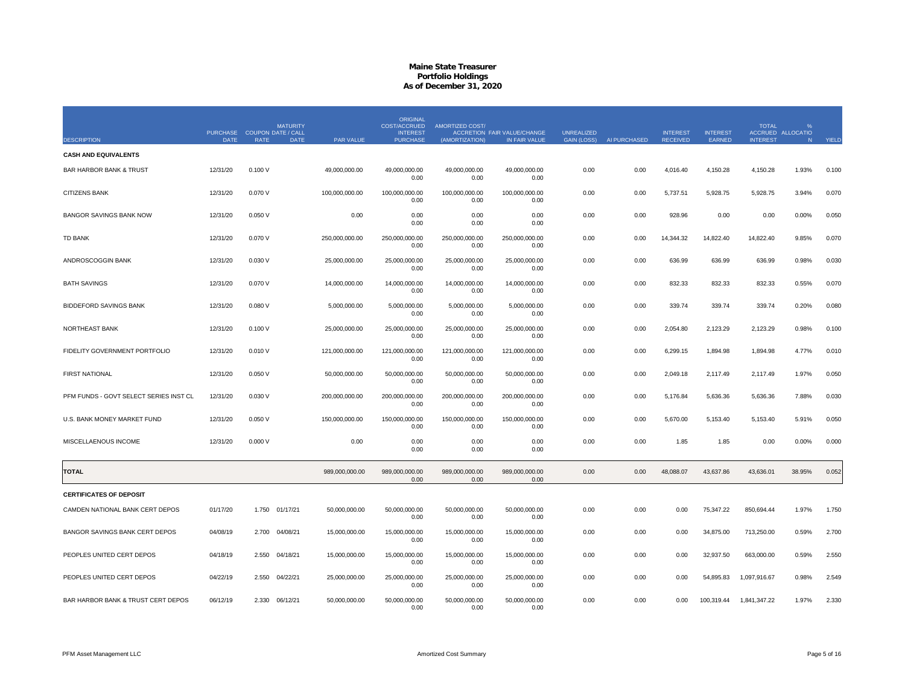# Maine State Treasurer
## Portfolio Holdings
### As of December 31, 2020

| DESCRIPTION | PURCHASE DATE | COUPON RATE | MATURITY DATE / CALL DATE | PAR VALUE | ORIGINAL COST/ACCRUED INTEREST PURCHASE | AMORTIZED COST/ (AMORTIZATION) | ACCRETION FAIR VALUE/CHANGE IN FAIR VALUE | UNREALIZED GAIN (LOSS) | AI PURCHASED | INTEREST RECEIVED | INTEREST EARNED | TOTAL ACCRUED INTEREST | % ALLOCATION | YIELD |
|---|---|---|---|---|---|---|---|---|---|---|---|---|---|---|
| **CASH AND EQUIVALENTS** | | | | | | | | | | | | | | |
| BAR HARBOR BANK & TRUST | 12/31/20 | 0.100 V | | 49,000,000.00 | 49,000,000.00<br>0.00 | 49,000,000.00<br>0.00 | 49,000,000.00<br>0.00 | 0.00 | 0.00 | 4,016.40 | 4,150.28 | 4,150.28 | 1.93% | 0.100 |
| CITIZENS BANK | 12/31/20 | 0.070 V | | 100,000,000.00 | 100,000,000.00<br>0.00 | 100,000,000.00<br>0.00 | 100,000,000.00<br>0.00 | 0.00 | 0.00 | 5,737.51 | 5,928.75 | 5,928.75 | 3.94% | 0.070 |
| BANGOR SAVINGS BANK NOW | 12/31/20 | 0.050 V | | 0.00 | 0.00<br>0.00 | 0.00<br>0.00 | 0.00<br>0.00 | 0.00 | 0.00 | 928.96 | 0.00 | 0.00 | 0.00% | 0.050 |
| TD BANK | 12/31/20 | 0.070 V | | 250,000,000.00 | 250,000,000.00<br>0.00 | 250,000,000.00<br>0.00 | 250,000,000.00<br>0.00 | 0.00 | 0.00 | 14,344.32 | 14,822.40 | 14,822.40 | 9.85% | 0.070 |
| ANDROSCOGGIN BANK | 12/31/20 | 0.030 V | | 25,000,000.00 | 25,000,000.00<br>0.00 | 25,000,000.00<br>0.00 | 25,000,000.00<br>0.00 | 0.00 | 0.00 | 636.99 | 636.99 | 636.99 | 0.98% | 0.030 |
| BATH SAVINGS | 12/31/20 | 0.070 V | | 14,000,000.00 | 14,000,000.00<br>0.00 | 14,000,000.00<br>0.00 | 14,000,000.00<br>0.00 | 0.00 | 0.00 | 832.33 | 832.33 | 832.33 | 0.55% | 0.070 |
| BIDDEFORD SAVINGS BANK | 12/31/20 | 0.080 V | | 5,000,000.00 | 5,000,000.00<br>0.00 | 5,000,000.00<br>0.00 | 5,000,000.00<br>0.00 | 0.00 | 0.00 | 339.74 | 339.74 | 339.74 | 0.20% | 0.080 |
| NORTHEAST BANK | 12/31/20 | 0.100 V | | 25,000,000.00 | 25,000,000.00<br>0.00 | 25,000,000.00<br>0.00 | 25,000,000.00<br>0.00 | 0.00 | 0.00 | 2,054.80 | 2,123.29 | 2,123.29 | 0.98% | 0.100 |
| FIDELITY GOVERNMENT PORTFOLIO | 12/31/20 | 0.010 V | | 121,000,000.00 | 121,000,000.00<br>0.00 | 121,000,000.00<br>0.00 | 121,000,000.00<br>0.00 | 0.00 | 0.00 | 6,299.15 | 1,894.98 | 1,894.98 | 4.77% | 0.010 |
| FIRST NATIONAL | 12/31/20 | 0.050 V | | 50,000,000.00 | 50,000,000.00<br>0.00 | 50,000,000.00<br>0.00 | 50,000,000.00<br>0.00 | 0.00 | 0.00 | 2,049.18 | 2,117.49 | 2,117.49 | 1.97% | 0.050 |
| PFM FUNDS - GOVT SELECT SERIES INST CL | 12/31/20 | 0.030 V | | 200,000,000.00 | 200,000,000.00<br>0.00 | 200,000,000.00<br>0.00 | 200,000,000.00<br>0.00 | 0.00 | 0.00 | 5,176.84 | 5,636.36 | 5,636.36 | 7.88% | 0.030 |
| U.S. BANK MONEY MARKET FUND | 12/31/20 | 0.050 V | | 150,000,000.00 | 150,000,000.00<br>0.00 | 150,000,000.00<br>0.00 | 150,000,000.00<br>0.00 | 0.00 | 0.00 | 5,670.00 | 5,153.40 | 5,153.40 | 5.91% | 0.050 |
| MISCELLAENOUS INCOME | 12/31/20 | 0.000 V | | 0.00 | 0.00<br>0.00 | 0.00<br>0.00 | 0.00<br>0.00 | 0.00 | 0.00 | 1.85 | 1.85 | 0.00 | 0.00% | 0.000 |
| **TOTAL** | | | | 989,000,000.00 | 989,000,000.00<br>0.00 | 989,000,000.00<br>0.00 | 989,000,000.00<br>0.00 | 0.00 | 0.00 | 48,088.07 | 43,637.86 | 43,636.01 | 38.95% | 0.052 |
| **CERTIFICATES OF DEPOSIT** | | | | | | | | | | | | | | |
| CAMDEN NATIONAL BANK CERT DEPOS | 01/17/20 | 1.750 | 01/17/21 | 50,000,000.00 | 50,000,000.00<br>0.00 | 50,000,000.00<br>0.00 | 50,000,000.00<br>0.00 | 0.00 | 0.00 | 0.00 | 75,347.22 | 850,694.44 | 1.97% | 1.750 |
| BANGOR SAVINGS BANK CERT DEPOS | 04/08/19 | 2.700 | 04/08/21 | 15,000,000.00 | 15,000,000.00<br>0.00 | 15,000,000.00<br>0.00 | 15,000,000.00<br>0.00 | 0.00 | 0.00 | 0.00 | 34,875.00 | 713,250.00 | 0.59% | 2.700 |
| PEOPLES UNITED CERT DEPOS | 04/18/19 | 2.550 | 04/18/21 | 15,000,000.00 | 15,000,000.00<br>0.00 | 15,000,000.00<br>0.00 | 15,000,000.00<br>0.00 | 0.00 | 0.00 | 0.00 | 32,937.50 | 663,000.00 | 0.59% | 2.550 |
| PEOPLES UNITED CERT DEPOS | 04/22/19 | 2.550 | 04/22/21 | 25,000,000.00 | 25,000,000.00<br>0.00 | 25,000,000.00<br>0.00 | 25,000,000.00<br>0.00 | 0.00 | 0.00 | 0.00 | 54,895.83 | 1,097,916.67 | 0.98% | 2.549 |
| BAR HARBOR BANK & TRUST CERT DEPOS | 06/12/19 | 2.330 | 06/12/21 | 50,000,000.00 | 50,000,000.00<br>0.00 | 50,000,000.00<br>0.00 | 50,000,000.00<br>0.00 | 0.00 | 0.00 | 0.00 | 100,319.44 | 1,841,347.22 | 1.97% | 2.330 |

PFM Asset Management LLC — Amortized Cost Summary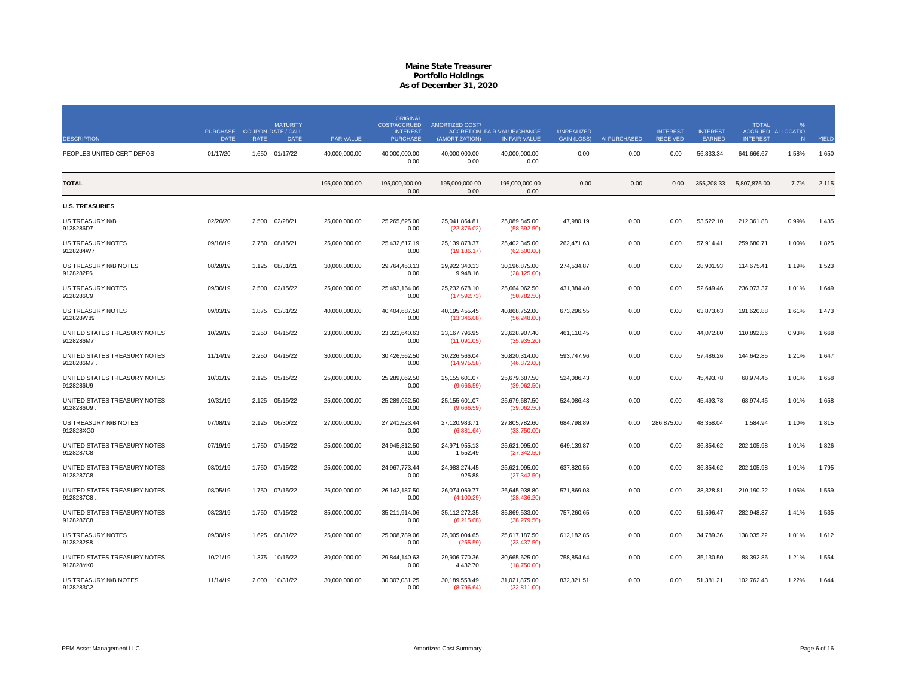# Maine State Treasurer
## Portfolio Holdings
### As of December 31, 2020

| DESCRIPTION | PURCHASE DATE | COUPON RATE | MATURITY DATE / CALL DATE | PAR VALUE | ORIGINAL COST/ACCRUED INTEREST PURCHASE | AMORTIZED COST/ ACCRETION (AMORTIZATION) | FAIR VALUE/CHANGE IN FAIR VALUE | UNREALIZED GAIN (LOSS) | AI PURCHASED | INTEREST RECEIVED | INTEREST EARNED | TOTAL ACCRUED INTEREST | % ALLOCATION | YIELD |
|---|---|---|---|---|---|---|---|---|---|---|---|---|---|---|
| PEOPLES UNITED CERT DEPOS | 01/17/20 | 1.650 | 01/17/22 | 40,000,000.00 | 40,000,000.00<br>0.00 | 40,000,000.00<br>0.00 | 40,000,000.00<br>0.00 | 0.00 | 0.00 | 0.00 | 56,833.34 | 641,666.67 | 1.58% | 1.650 |
| **TOTAL** | | | | 195,000,000.00 | 195,000,000.00<br>0.00 | 195,000,000.00<br>0.00 | 195,000,000.00<br>0.00 | 0.00 | 0.00 | 0.00 | 355,208.33 | 5,807,875.00 | 7.7% | 2.115 |
| **U.S. TREASURIES** | | | | | | | | | | | | | | |
| US TREASURY N/B<br>9128286D7 | 02/26/20 | 2.500 | 02/28/21 | 25,000,000.00 | 25,265,625.00<br>0.00 | 25,041,864.81<br>(22,376.02) | 25,089,845.00<br>(58,592.50) | 47,980.19 | 0.00 | 0.00 | 53,522.10 | 212,361.88 | 0.99% | 1.435 |
| US TREASURY NOTES<br>9128284W7 | 09/16/19 | 2.750 | 08/15/21 | 25,000,000.00 | 25,432,617.19<br>0.00 | 25,139,873.37<br>(19,186.17) | 25,402,345.00<br>(62,500.00) | 262,471.63 | 0.00 | 0.00 | 57,914.41 | 259,680.71 | 1.00% | 1.825 |
| US TREASURY N/B NOTES<br>9128282F6 | 08/28/19 | 1.125 | 08/31/21 | 30,000,000.00 | 29,764,453.13<br>0.00 | 29,922,340.13<br>9,948.16 | 30,196,875.00<br>(28,125.00) | 274,534.87 | 0.00 | 0.00 | 28,901.93 | 114,675.41 | 1.19% | 1.523 |
| US TREASURY NOTES<br>9128286C9 | 09/30/19 | 2.500 | 02/15/22 | 25,000,000.00 | 25,493,164.06<br>0.00 | 25,232,678.10<br>(17,592.73) | 25,664,062.50<br>(50,782.50) | 431,384.40 | 0.00 | 0.00 | 52,649.46 | 236,073.37 | 1.01% | 1.649 |
| US TREASURY NOTES<br>912828W89 | 09/03/19 | 1.875 | 03/31/22 | 40,000,000.00 | 40,404,687.50<br>0.00 | 40,195,455.45<br>(13,346.08) | 40,868,752.00<br>(56,248.00) | 673,296.55 | 0.00 | 0.00 | 63,873.63 | 191,620.88 | 1.61% | 1.473 |
| UNITED STATES TREASURY NOTES<br>9128286M7 | 10/29/19 | 2.250 | 04/15/22 | 23,000,000.00 | 23,321,640.63<br>0.00 | 23,167,796.95<br>(11,091.05) | 23,628,907.40<br>(35,935.20) | 461,110.45 | 0.00 | 0.00 | 44,072.80 | 110,892.86 | 0.93% | 1.668 |
| UNITED STATES TREASURY NOTES<br>9128286M7 . | 11/14/19 | 2.250 | 04/15/22 | 30,000,000.00 | 30,426,562.50<br>0.00 | 30,226,566.04<br>(14,975.58) | 30,820,314.00<br>(46,872.00) | 593,747.96 | 0.00 | 0.00 | 57,486.26 | 144,642.85 | 1.21% | 1.647 |
| UNITED STATES TREASURY NOTES<br>9128286U9 | 10/31/19 | 2.125 | 05/15/22 | 25,000,000.00 | 25,289,062.50<br>0.00 | 25,155,601.07<br>(9,666.59) | 25,679,687.50<br>(39,062.50) | 524,086.43 | 0.00 | 0.00 | 45,493.78 | 68,974.45 | 1.01% | 1.658 |
| UNITED STATES TREASURY NOTES<br>9128286U9 . | 10/31/19 | 2.125 | 05/15/22 | 25,000,000.00 | 25,289,062.50<br>0.00 | 25,155,601.07<br>(9,666.59) | 25,679,687.50<br>(39,062.50) | 524,086.43 | 0.00 | 0.00 | 45,493.78 | 68,974.45 | 1.01% | 1.658 |
| US TREASURY N/B NOTES<br>912828XG0 | 07/08/19 | 2.125 | 06/30/22 | 27,000,000.00 | 27,241,523.44<br>0.00 | 27,120,983.71<br>(6,881.64) | 27,805,782.60<br>(33,750.00) | 684,798.89 | 0.00 | 286,875.00 | 48,358.04 | 1,584.94 | 1.10% | 1.815 |
| UNITED STATES TREASURY NOTES<br>9128287C8 | 07/19/19 | 1.750 | 07/15/22 | 25,000,000.00 | 24,945,312.50<br>0.00 | 24,971,955.13<br>1,552.49 | 25,621,095.00<br>(27,342.50) | 649,139.87 | 0.00 | 0.00 | 36,854.62 | 202,105.98 | 1.01% | 1.826 |
| UNITED STATES TREASURY NOTES<br>9128287C8 . | 08/01/19 | 1.750 | 07/15/22 | 25,000,000.00 | 24,967,773.44<br>0.00 | 24,983,274.45<br>925.88 | 25,621,095.00<br>(27,342.50) | 637,820.55 | 0.00 | 0.00 | 36,854.62 | 202,105.98 | 1.01% | 1.795 |
| UNITED STATES TREASURY NOTES<br>9128287C8 .. | 08/05/19 | 1.750 | 07/15/22 | 26,000,000.00 | 26,142,187.50<br>0.00 | 26,074,069.77<br>(4,100.29) | 26,645,938.80<br>(28,436.20) | 571,869.03 | 0.00 | 0.00 | 38,328.81 | 210,190.22 | 1.05% | 1.559 |
| UNITED STATES TREASURY NOTES<br>9128287C8 ... | 08/23/19 | 1.750 | 07/15/22 | 35,000,000.00 | 35,211,914.06<br>0.00 | 35,112,272.35<br>(6,215.08) | 35,869,533.00<br>(38,279.50) | 757,260.65 | 0.00 | 0.00 | 51,596.47 | 282,948.37 | 1.41% | 1.535 |
| US TREASURY NOTES<br>9128282S8 | 09/30/19 | 1.625 | 08/31/22 | 25,000,000.00 | 25,008,789.06<br>0.00 | 25,005,004.65<br>(255.59) | 25,617,187.50<br>(23,437.50) | 612,182.85 | 0.00 | 0.00 | 34,789.36 | 138,035.22 | 1.01% | 1.612 |
| UNITED STATES TREASURY NOTES<br>912828YK0 | 10/21/19 | 1.375 | 10/15/22 | 30,000,000.00 | 29,844,140.63<br>0.00 | 29,906,770.36<br>4,432.70 | 30,665,625.00<br>(18,750.00) | 758,854.64 | 0.00 | 0.00 | 35,130.50 | 88,392.86 | 1.21% | 1.554 |
| US TREASURY N/B NOTES<br>9128283C2 | 11/14/19 | 2.000 | 10/31/22 | 30,000,000.00 | 30,307,031.25<br>0.00 | 30,189,553.49<br>(8,796.64) | 31,021,875.00<br>(32,811.00) | 832,321.51 | 0.00 | 0.00 | 51,381.21 | 102,762.43 | 1.22% | 1.644 |

PFM Asset Management LLC — Amortized Cost Summary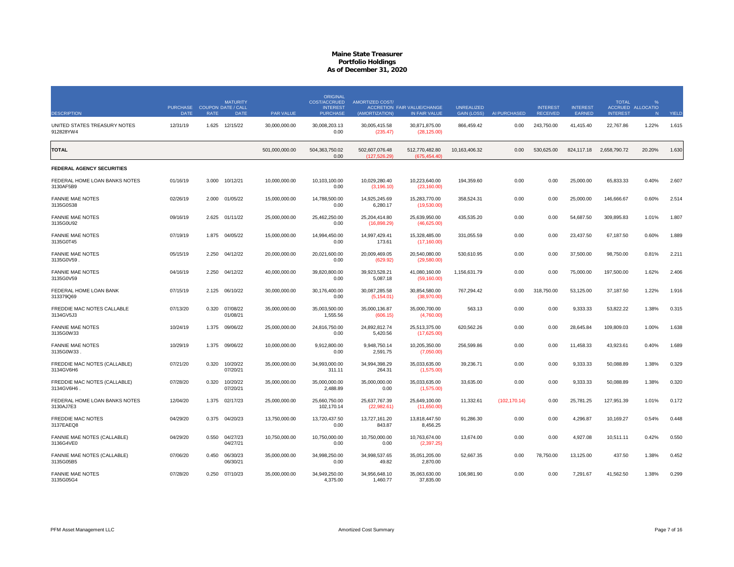# Maine State Treasurer
## Portfolio Holdings
### As of December 31, 2020

| DESCRIPTION | PURCHASE DATE | COUPON RATE | MATURITY DATE / CALL DATE | PAR VALUE | ORIGINAL COST/ACCRUED INTEREST PURCHASE | AMORTIZED COST/ (AMORTIZATION) | ACCRETION FAIR VALUE/CHANGE IN FAIR VALUE | UNREALIZED GAIN (LOSS) | AI PURCHASED | INTEREST RECEIVED | INTEREST EARNED | TOTAL ACCRUED INTEREST | % ALLOCATION | YIELD |
|---|---|---|---|---|---|---|---|---|---|---|---|---|---|---|
| UNITED STATES TREASURY NOTES 912828YW4 | 12/31/19 | 1.625 | 12/15/22 | 30,000,000.00 | 30,008,203.13 0.00 | 30,005,415.58 (235.47) | 30,871,875.00 (28,125.00) | 866,459.42 | 0.00 | 243,750.00 | 41,415.40 | 22,767.86 | 1.22% | 1.615 |
| **TOTAL** | | | | 501,000,000.00 | 504,363,750.02 0.00 | 502,607,076.48 (127,526.29) | 512,770,482.80 (675,454.40) | 10,163,406.32 | 0.00 | 530,625.00 | 824,117.18 | 2,658,790.72 | 20.20% | 1.630 |
| **FEDERAL AGENCY SECURITIES** | | | | | | | | | | | | | | |
| FEDERAL HOME LOAN BANKS NOTES 3130AF5B9 | 01/16/19 | 3.000 | 10/12/21 | 10,000,000.00 | 10,103,100.00 0.00 | 10,029,280.40 (3,196.10) | 10,223,640.00 (23,160.00) | 194,359.60 | 0.00 | 0.00 | 25,000.00 | 65,833.33 | 0.40% | 2.607 |
| FANNIE MAE NOTES 3135G0S38 | 02/26/19 | 2.000 | 01/05/22 | 15,000,000.00 | 14,788,500.00 0.00 | 14,925,245.69 6,280.17 | 15,283,770.00 (19,530.00) | 358,524.31 | 0.00 | 0.00 | 25,000.00 | 146,666.67 | 0.60% | 2.514 |
| FANNIE MAE NOTES 3135G0U92 | 09/16/19 | 2.625 | 01/11/22 | 25,000,000.00 | 25,462,250.00 0.00 | 25,204,414.80 (16,898.29) | 25,639,950.00 (46,625.00) | 435,535.20 | 0.00 | 0.00 | 54,687.50 | 309,895.83 | 1.01% | 1.807 |
| FANNIE MAE NOTES 3135G0T45 | 07/19/19 | 1.875 | 04/05/22 | 15,000,000.00 | 14,994,450.00 0.00 | 14,997,429.41 173.61 | 15,328,485.00 (17,160.00) | 331,055.59 | 0.00 | 0.00 | 23,437.50 | 67,187.50 | 0.60% | 1.889 |
| FANNIE MAE NOTES 3135G0V59 . | 05/15/19 | 2.250 | 04/12/22 | 20,000,000.00 | 20,021,600.00 0.00 | 20,009,469.05 (629.92) | 20,540,080.00 (29,580.00) | 530,610.95 | 0.00 | 0.00 | 37,500.00 | 98,750.00 | 0.81% | 2.211 |
| FANNIE MAE NOTES 3135G0V59 | 04/16/19 | 2.250 | 04/12/22 | 40,000,000.00 | 39,820,800.00 0.00 | 39,923,528.21 5,087.18 | 41,080,160.00 (59,160.00) | 1,156,631.79 | 0.00 | 0.00 | 75,000.00 | 197,500.00 | 1.62% | 2.406 |
| FEDERAL HOME LOAN BANK 313379Q69 | 07/15/19 | 2.125 | 06/10/22 | 30,000,000.00 | 30,176,400.00 0.00 | 30,087,285.58 (5,154.01) | 30,854,580.00 (38,970.00) | 767,294.42 | 0.00 | 318,750.00 | 53,125.00 | 37,187.50 | 1.22% | 1.916 |
| FREDDIE MAC NOTES CALLABLE 3134GV5J3 | 07/13/20 | 0.320 | 07/08/22 01/08/21 | 35,000,000.00 | 35,003,500.00 1,555.56 | 35,000,136.87 (606.15) | 35,000,700.00 (4,760.00) | 563.13 | 0.00 | 0.00 | 9,333.33 | 53,822.22 | 1.38% | 0.315 |
| FANNIE MAE NOTES 3135G0W33 | 10/24/19 | 1.375 | 09/06/22 | 25,000,000.00 | 24,816,750.00 0.00 | 24,892,812.74 5,420.56 | 25,513,375.00 (17,625.00) | 620,562.26 | 0.00 | 0.00 | 28,645.84 | 109,809.03 | 1.00% | 1.638 |
| FANNIE MAE NOTES 3135G0W33 . | 10/29/19 | 1.375 | 09/06/22 | 10,000,000.00 | 9,912,800.00 0.00 | 9,948,750.14 2,591.75 | 10,205,350.00 (7,050.00) | 256,599.86 | 0.00 | 0.00 | 11,458.33 | 43,923.61 | 0.40% | 1.689 |
| FREDDIE MAC NOTES (CALLABLE) 3134GV6H6 | 07/21/20 | 0.320 | 10/20/22 07/20/21 | 35,000,000.00 | 34,993,000.00 311.11 | 34,994,398.29 264.31 | 35,033,635.00 (1,575.00) | 39,236.71 | 0.00 | 0.00 | 9,333.33 | 50,088.89 | 1.38% | 0.329 |
| FREDDIE MAC NOTES (CALLABLE) 3134GV6H6 . | 07/28/20 | 0.320 | 10/20/22 07/20/21 | 35,000,000.00 | 35,000,000.00 2,488.89 | 35,000,000.00 0.00 | 35,033,635.00 (1,575.00) | 33,635.00 | 0.00 | 0.00 | 9,333.33 | 50,088.89 | 1.38% | 0.320 |
| FEDERAL HOME LOAN BANKS NOTES 3130AJ7E3 | 12/04/20 | 1.375 | 02/17/23 | 25,000,000.00 | 25,660,750.00 102,170.14 | 25,637,767.39 (22,982.61) | 25,649,100.00 (11,650.00) | 11,332.61 | (102,170.14) | 0.00 | 25,781.25 | 127,951.39 | 1.01% | 0.172 |
| FREDDIE MAC NOTES 3137EAEQ8 | 04/29/20 | 0.375 | 04/20/23 | 13,750,000.00 | 13,720,437.50 0.00 | 13,727,161.20 843.87 | 13,818,447.50 8,456.25 | 91,286.30 | 0.00 | 0.00 | 4,296.87 | 10,169.27 | 0.54% | 0.448 |
| FANNIE MAE NOTES (CALLABLE) 3136G4VE0 | 04/29/20 | 0.550 | 04/27/23 04/27/21 | 10,750,000.00 | 10,750,000.00 0.00 | 10,750,000.00 0.00 | 10,763,674.00 (2,397.25) | 13,674.00 | 0.00 | 0.00 | 4,927.08 | 10,511.11 | 0.42% | 0.550 |
| FANNIE MAE NOTES (CALLABLE) 3135G05B5 | 07/06/20 | 0.450 | 06/30/23 06/30/21 | 35,000,000.00 | 34,998,250.00 0.00 | 34,998,537.65 49.82 | 35,051,205.00 2,870.00 | 52,667.35 | 0.00 | 78,750.00 | 13,125.00 | 437.50 | 1.38% | 0.452 |
| FANNIE MAE NOTES 3135G05G4 | 07/28/20 | 0.250 | 07/10/23 | 35,000,000.00 | 34,949,250.00 4,375.00 | 34,956,648.10 1,460.77 | 35,063,630.00 37,835.00 | 106,981.90 | 0.00 | 0.00 | 7,291.67 | 41,562.50 | 1.38% | 0.299 |

PFM Asset Management LLC — Amortized Cost Summary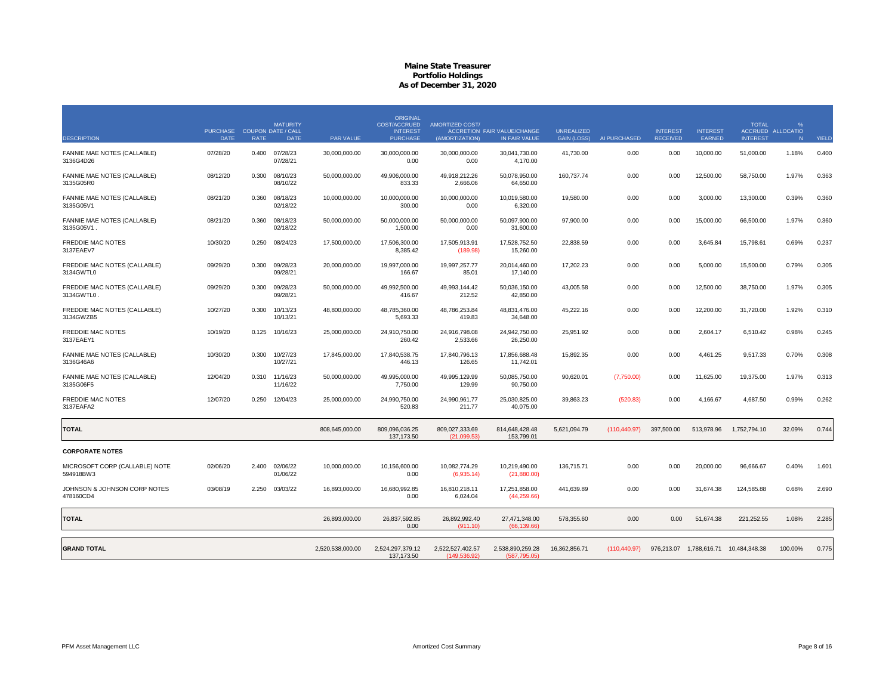# Maine State Treasurer
## Portfolio Holdings
### As of December 31, 2020

| DESCRIPTION | PURCHASE DATE | COUPON RATE | MATURITY DATE / CALL DATE | PAR VALUE | ORIGINAL COST/ACCRUED INTEREST PURCHASE | AMORTIZED COST/ ACCRETION (AMORTIZATION) | FAIR VALUE/CHANGE IN FAIR VALUE | UNREALIZED GAIN (LOSS) | AI PURCHASED | INTEREST RECEIVED | INTEREST EARNED | TOTAL ACCRUED INTEREST | % ALLOCATION | YIELD |
|---|---|---|---|---|---|---|---|---|---|---|---|---|---|---|
| FANNIE MAE NOTES (CALLABLE) 3136G4D26 | 07/28/20 | 0.400 | 07/28/23 07/28/21 | 30,000,000.00 | 30,000,000.00 0.00 | 30,000,000.00 0.00 | 30,041,730.00 4,170.00 | 41,730.00 | 0.00 | 0.00 | 10,000.00 | 51,000.00 | 1.18% | 0.400 |
| FANNIE MAE NOTES (CALLABLE) 3135G05R0 | 08/12/20 | 0.300 | 08/10/23 08/10/22 | 50,000,000.00 | 49,906,000.00 833.33 | 49,918,212.26 2,666.06 | 50,078,950.00 64,650.00 | 160,737.74 | 0.00 | 0.00 | 12,500.00 | 58,750.00 | 1.97% | 0.363 |
| FANNIE MAE NOTES (CALLABLE) 3135G05V1 | 08/21/20 | 0.360 | 08/18/23 02/18/22 | 10,000,000.00 | 10,000,000.00 300.00 | 10,000,000.00 0.00 | 10,019,580.00 6,320.00 | 19,580.00 | 0.00 | 0.00 | 3,000.00 | 13,300.00 | 0.39% | 0.360 |
| FANNIE MAE NOTES (CALLABLE) 3135G05V1 . | 08/21/20 | 0.360 | 08/18/23 02/18/22 | 50,000,000.00 | 50,000,000.00 1,500.00 | 50,000,000.00 0.00 | 50,097,900.00 31,600.00 | 97,900.00 | 0.00 | 0.00 | 15,000.00 | 66,500.00 | 1.97% | 0.360 |
| FREDDIE MAC NOTES 3137EAEV7 | 10/30/20 | 0.250 | 08/24/23 | 17,500,000.00 | 17,506,300.00 8,385.42 | 17,505,913.91 (189.98) | 17,528,752.50 15,260.00 | 22,838.59 | 0.00 | 0.00 | 3,645.84 | 15,798.61 | 0.69% | 0.237 |
| FREDDIE MAC NOTES (CALLABLE) 3134GWTL0 | 09/29/20 | 0.300 | 09/28/23 09/28/21 | 20,000,000.00 | 19,997,000.00 166.67 | 19,997,257.77 85.01 | 20,014,460.00 17,140.00 | 17,202.23 | 0.00 | 0.00 | 5,000.00 | 15,500.00 | 0.79% | 0.305 |
| FREDDIE MAC NOTES (CALLABLE) 3134GWTL0 . | 09/29/20 | 0.300 | 09/28/23 09/28/21 | 50,000,000.00 | 49,992,500.00 416.67 | 49,993,144.42 212.52 | 50,036,150.00 42,850.00 | 43,005.58 | 0.00 | 0.00 | 12,500.00 | 38,750.00 | 1.97% | 0.305 |
| FREDDIE MAC NOTES (CALLABLE) 3134GWZB5 | 10/27/20 | 0.300 | 10/13/23 10/13/21 | 48,800,000.00 | 48,785,360.00 5,693.33 | 48,786,253.84 419.83 | 48,831,476.00 34,648.00 | 45,222.16 | 0.00 | 0.00 | 12,200.00 | 31,720.00 | 1.92% | 0.310 |
| FREDDIE MAC NOTES 3137EAEY1 | 10/19/20 | 0.125 | 10/16/23 | 25,000,000.00 | 24,910,750.00 260.42 | 24,916,798.08 2,533.66 | 24,942,750.00 26,250.00 | 25,951.92 | 0.00 | 0.00 | 2,604.17 | 6,510.42 | 0.98% | 0.245 |
| FANNIE MAE NOTES (CALLABLE) 3136G46A6 | 10/30/20 | 0.300 | 10/27/23 10/27/21 | 17,845,000.00 | 17,840,538.75 446.13 | 17,840,796.13 126.65 | 17,856,688.48 11,742.01 | 15,892.35 | 0.00 | 0.00 | 4,461.25 | 9,517.33 | 0.70% | 0.308 |
| FANNIE MAE NOTES (CALLABLE) 3135G06F5 | 12/04/20 | 0.310 | 11/16/23 11/16/22 | 50,000,000.00 | 49,995,000.00 7,750.00 | 49,995,129.99 129.99 | 50,085,750.00 90,750.00 | 90,620.01 | (7,750.00) | 0.00 | 11,625.00 | 19,375.00 | 1.97% | 0.313 |
| FREDDIE MAC NOTES 3137EAFA2 | 12/07/20 | 0.250 | 12/04/23 | 25,000,000.00 | 24,990,750.00 520.83 | 24,990,961.77 211.77 | 25,030,825.00 40,075.00 | 39,863.23 | (520.83) | 0.00 | 4,166.67 | 4,687.50 | 0.99% | 0.262 |
| **TOTAL** | | | | 808,645,000.00 | 809,096,036.25 137,173.50 | 809,027,333.69 (21,099.53) | 814,648,428.48 153,799.01 | 5,621,094.79 | (110,440.97) | 397,500.00 | 513,978.96 | 1,752,794.10 | 32.09% | 0.744 |
| **CORPORATE NOTES** | | | | | | | | | | | | | | |
| MICROSOFT CORP (CALLABLE) NOTE 594918BW3 | 02/06/20 | 2.400 | 02/06/22 01/06/22 | 10,000,000.00 | 10,156,600.00 0.00 | 10,082,774.29 (6,935.14) | 10,219,490.00 (21,880.00) | 136,715.71 | 0.00 | 0.00 | 20,000.00 | 96,666.67 | 0.40% | 1.601 |
| JOHNSON & JOHNSON CORP NOTES 478160CD4 | 03/08/19 | 2.250 | 03/03/22 | 16,893,000.00 | 16,680,992.85 0.00 | 16,810,218.11 6,024.04 | 17,251,858.00 (44,259.66) | 441,639.89 | 0.00 | 0.00 | 31,674.38 | 124,585.88 | 0.68% | 2.690 |
| **TOTAL** | | | | 26,893,000.00 | 26,837,592.85 0.00 | 26,892,992.40 (911.10) | 27,471,348.00 (66,139.66) | 578,355.60 | 0.00 | 0.00 | 51,674.38 | 221,252.55 | 1.08% | 2.285 |
| **GRAND TOTAL** | | | | 2,520,538,000.00 | 2,524,297,379.12 137,173.50 | 2,522,527,402.57 (149,536.92) | 2,538,890,259.28 (587,795.05) | 16,362,856.71 | (110,440.97) | 976,213.07 | 1,788,616.71 | 10,484,348.38 | 100.00% | 0.775 |

PFM Asset Management LLC — Amortized Cost Summary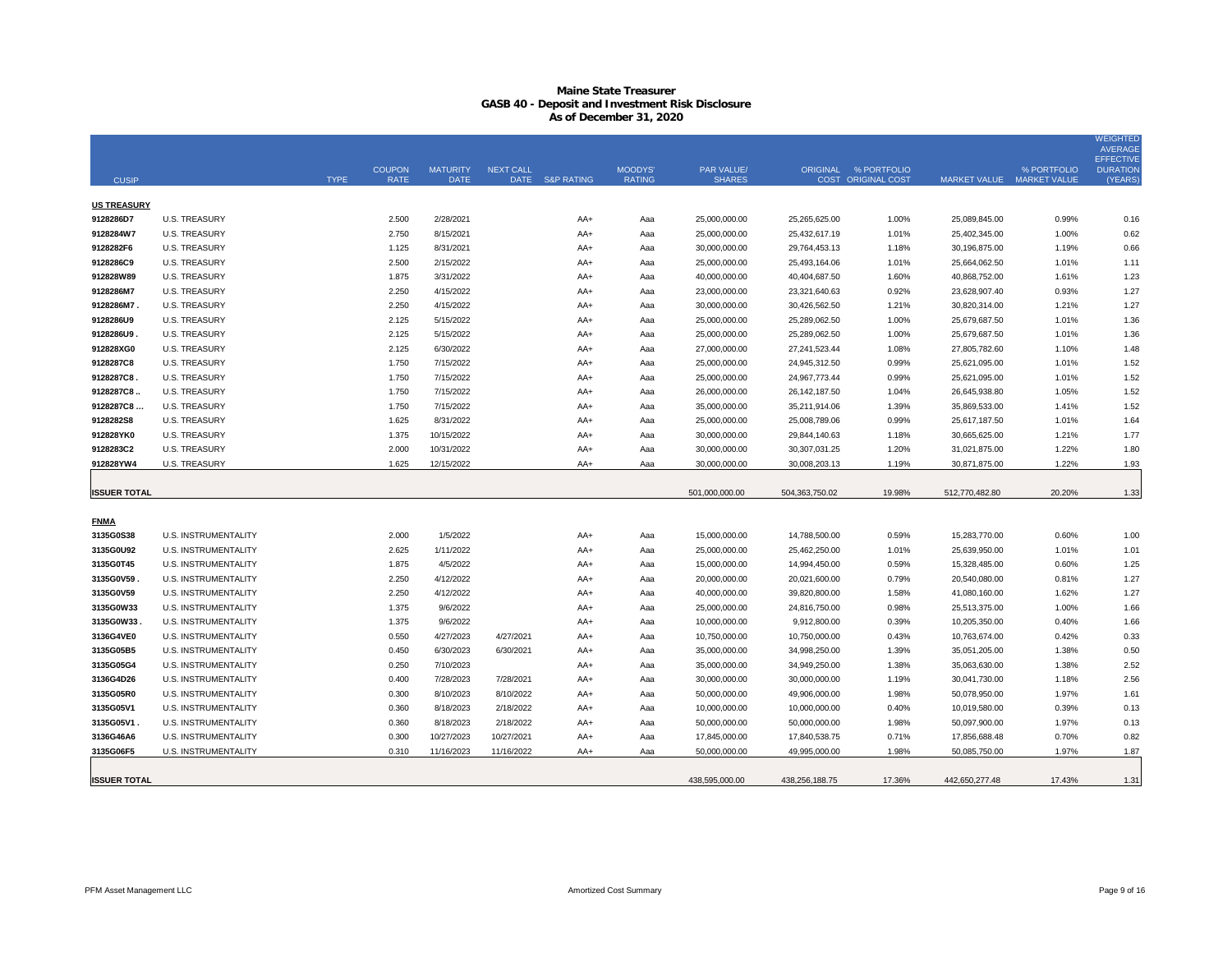# Maine State Treasurer
## GASB 40 - Deposit and Investment Risk Disclosure
### As of December 31, 2020

| CUSIP | TYPE | COUPON RATE | MATURITY DATE | NEXT CALL DATE | S&P RATING | MOODYS' RATING | PAR VALUE/ SHARES | ORIGINAL COST | % PORTFOLIO ORIGINAL COST | MARKET VALUE | % PORTFOLIO MARKET VALUE | WEIGHTED AVERAGE EFFECTIVE DURATION (YEARS) |
|---|---|---|---|---|---|---|---|---|---|---|---|---|
| **US TREASURY** | | | | | | | | | | | | |
| **9128286D7** | U.S. TREASURY | 2.500 | 2/28/2021 | | AA+ | Aaa | 25,000,000.00 | 25,265,625.00 | 1.00% | 25,089,845.00 | 0.99% | 0.16 |
| **9128284W7** | U.S. TREASURY | 2.750 | 8/15/2021 | | AA+ | Aaa | 25,000,000.00 | 25,432,617.19 | 1.01% | 25,402,345.00 | 1.00% | 0.62 |
| **9128282F6** | U.S. TREASURY | 1.125 | 8/31/2021 | | AA+ | Aaa | 30,000,000.00 | 29,764,453.13 | 1.18% | 30,196,875.00 | 1.19% | 0.66 |
| **9128286C9** | U.S. TREASURY | 2.500 | 2/15/2022 | | AA+ | Aaa | 25,000,000.00 | 25,493,164.06 | 1.01% | 25,664,062.50 | 1.01% | 1.11 |
| **912828W89** | U.S. TREASURY | 1.875 | 3/31/2022 | | AA+ | Aaa | 40,000,000.00 | 40,404,687.50 | 1.60% | 40,868,752.00 | 1.61% | 1.23 |
| **9128286M7** | U.S. TREASURY | 2.250 | 4/15/2022 | | AA+ | Aaa | 23,000,000.00 | 23,321,640.63 | 0.92% | 23,628,907.40 | 0.93% | 1.27 |
| **9128286M7 .** | U.S. TREASURY | 2.250 | 4/15/2022 | | AA+ | Aaa | 30,000,000.00 | 30,426,562.50 | 1.21% | 30,820,314.00 | 1.21% | 1.27 |
| **9128286U9** | U.S. TREASURY | 2.125 | 5/15/2022 | | AA+ | Aaa | 25,000,000.00 | 25,289,062.50 | 1.00% | 25,679,687.50 | 1.01% | 1.36 |
| **9128286U9 .** | U.S. TREASURY | 2.125 | 5/15/2022 | | AA+ | Aaa | 25,000,000.00 | 25,289,062.50 | 1.00% | 25,679,687.50 | 1.01% | 1.36 |
| **912828XG0** | U.S. TREASURY | 2.125 | 6/30/2022 | | AA+ | Aaa | 27,000,000.00 | 27,241,523.44 | 1.08% | 27,805,782.60 | 1.10% | 1.48 |
| **9128287C8** | U.S. TREASURY | 1.750 | 7/15/2022 | | AA+ | Aaa | 25,000,000.00 | 24,945,312.50 | 0.99% | 25,621,095.00 | 1.01% | 1.52 |
| **9128287C8 .** | U.S. TREASURY | 1.750 | 7/15/2022 | | AA+ | Aaa | 25,000,000.00 | 24,967,773.44 | 0.99% | 25,621,095.00 | 1.01% | 1.52 |
| **9128287C8 ..** | U.S. TREASURY | 1.750 | 7/15/2022 | | AA+ | Aaa | 26,000,000.00 | 26,142,187.50 | 1.04% | 26,645,938.80 | 1.05% | 1.52 |
| **9128287C8 ...** | U.S. TREASURY | 1.750 | 7/15/2022 | | AA+ | Aaa | 35,000,000.00 | 35,211,914.06 | 1.39% | 35,869,533.00 | 1.41% | 1.52 |
| **9128282S8** | U.S. TREASURY | 1.625 | 8/31/2022 | | AA+ | Aaa | 25,000,000.00 | 25,008,789.06 | 0.99% | 25,617,187.50 | 1.01% | 1.64 |
| **912828YK0** | U.S. TREASURY | 1.375 | 10/15/2022 | | AA+ | Aaa | 30,000,000.00 | 29,844,140.63 | 1.18% | 30,665,625.00 | 1.21% | 1.77 |
| **9128283C2** | U.S. TREASURY | 2.000 | 10/31/2022 | | AA+ | Aaa | 30,000,000.00 | 30,307,031.25 | 1.20% | 31,021,875.00 | 1.22% | 1.80 |
| **912828YW4** | U.S. TREASURY | 1.625 | 12/15/2022 | | AA+ | Aaa | 30,000,000.00 | 30,008,203.13 | 1.19% | 30,871,875.00 | 1.22% | 1.93 |
| **ISSUER TOTAL** | | | | | | | 501,000,000.00 | 504,363,750.02 | 19.98% | 512,770,482.80 | 20.20% | 1.33 |
| **FNMA** | | | | | | | | | | | | |
| **3135G0S38** | U.S. INSTRUMENTALITY | 2.000 | 1/5/2022 | | AA+ | Aaa | 15,000,000.00 | 14,788,500.00 | 0.59% | 15,283,770.00 | 0.60% | 1.00 |
| **3135G0U92** | U.S. INSTRUMENTALITY | 2.625 | 1/11/2022 | | AA+ | Aaa | 25,000,000.00 | 25,462,250.00 | 1.01% | 25,639,950.00 | 1.01% | 1.01 |
| **3135G0T45** | U.S. INSTRUMENTALITY | 1.875 | 4/5/2022 | | AA+ | Aaa | 15,000,000.00 | 14,994,450.00 | 0.59% | 15,328,485.00 | 0.60% | 1.25 |
| **3135G0V59 .** | U.S. INSTRUMENTALITY | 2.250 | 4/12/2022 | | AA+ | Aaa | 20,000,000.00 | 20,021,600.00 | 0.79% | 20,540,080.00 | 0.81% | 1.27 |
| **3135G0V59** | U.S. INSTRUMENTALITY | 2.250 | 4/12/2022 | | AA+ | Aaa | 40,000,000.00 | 39,820,800.00 | 1.58% | 41,080,160.00 | 1.62% | 1.27 |
| **3135G0W33** | U.S. INSTRUMENTALITY | 1.375 | 9/6/2022 | | AA+ | Aaa | 25,000,000.00 | 24,816,750.00 | 0.98% | 25,513,375.00 | 1.00% | 1.66 |
| **3135G0W33 .** | U.S. INSTRUMENTALITY | 1.375 | 9/6/2022 | | AA+ | Aaa | 10,000,000.00 | 9,912,800.00 | 0.39% | 10,205,350.00 | 0.40% | 1.66 |
| **3136G4VE0** | U.S. INSTRUMENTALITY | 0.550 | 4/27/2023 | 4/27/2021 | AA+ | Aaa | 10,750,000.00 | 10,750,000.00 | 0.43% | 10,763,674.00 | 0.42% | 0.33 |
| **3135G05B5** | U.S. INSTRUMENTALITY | 0.450 | 6/30/2023 | 6/30/2021 | AA+ | Aaa | 35,000,000.00 | 34,998,250.00 | 1.39% | 35,051,205.00 | 1.38% | 0.50 |
| **3135G05G4** | U.S. INSTRUMENTALITY | 0.250 | 7/10/2023 | | AA+ | Aaa | 35,000,000.00 | 34,949,250.00 | 1.38% | 35,063,630.00 | 1.38% | 2.52 |
| **3136G4D26** | U.S. INSTRUMENTALITY | 0.400 | 7/28/2023 | 7/28/2021 | AA+ | Aaa | 30,000,000.00 | 30,000,000.00 | 1.19% | 30,041,730.00 | 1.18% | 2.56 |
| **3135G05R0** | U.S. INSTRUMENTALITY | 0.300 | 8/10/2023 | 8/10/2022 | AA+ | Aaa | 50,000,000.00 | 49,906,000.00 | 1.98% | 50,078,950.00 | 1.97% | 1.61 |
| **3135G05V1** | U.S. INSTRUMENTALITY | 0.360 | 8/18/2023 | 2/18/2022 | AA+ | Aaa | 10,000,000.00 | 10,000,000.00 | 0.40% | 10,019,580.00 | 0.39% | 0.13 |
| **3135G05V1 .** | U.S. INSTRUMENTALITY | 0.360 | 8/18/2023 | 2/18/2022 | AA+ | Aaa | 50,000,000.00 | 50,000,000.00 | 1.98% | 50,097,900.00 | 1.97% | 0.13 |
| **3136G46A6** | U.S. INSTRUMENTALITY | 0.300 | 10/27/2023 | 10/27/2021 | AA+ | Aaa | 17,845,000.00 | 17,840,538.75 | 0.71% | 17,856,688.48 | 0.70% | 0.82 |
| **3135G06F5** | U.S. INSTRUMENTALITY | 0.310 | 11/16/2023 | 11/16/2022 | AA+ | Aaa | 50,000,000.00 | 49,995,000.00 | 1.98% | 50,085,750.00 | 1.97% | 1.87 |
| **ISSUER TOTAL** | | | | | | | 438,595,000.00 | 438,256,188.75 | 17.36% | 442,650,277.48 | 17.43% | 1.31 |

PFM Asset Management LLC — Amortized Cost Summary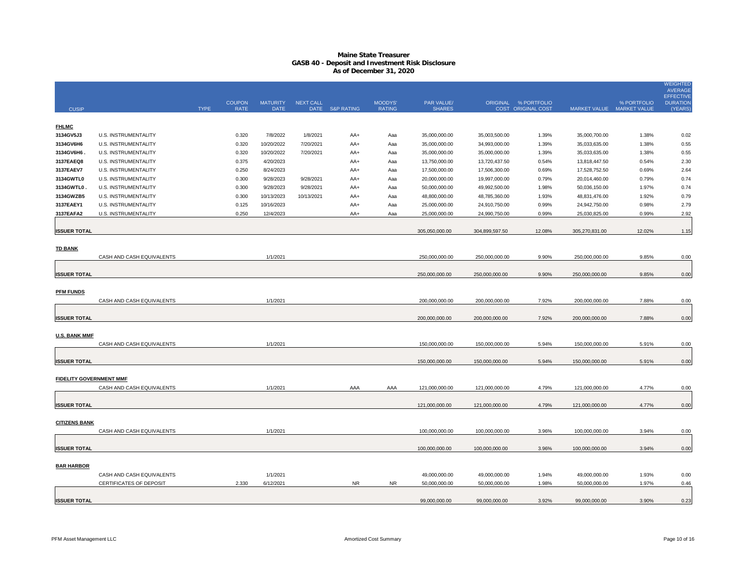# Maine State Treasurer
## GASB 40 - Deposit and Investment Risk Disclosure
### As of December 31, 2020

| CUSIP | | TYPE | COUPON RATE | MATURITY DATE | NEXT CALL DATE | S&P RATING | MOODYS' RATING | PAR VALUE/ SHARES | ORIGINAL COST | % PORTFOLIO ORIGINAL COST | MARKET VALUE | % PORTFOLIO MARKET VALUE | WEIGHTED AVERAGE EFFECTIVE DURATION (YEARS) |
|---|---|---|---|---|---|---|---|---|---|---|---|---|---|
| **FHLMC** | | | | | | | | | | | | | |
| 3134GV5J3 | U.S. INSTRUMENTALITY | | 0.320 | 7/8/2022 | 1/8/2021 | AA+ | Aaa | 35,000,000.00 | 35,003,500.00 | 1.39% | 35,000,700.00 | 1.38% | 0.02 |
| 3134GV6H6 | U.S. INSTRUMENTALITY | | 0.320 | 10/20/2022 | 7/20/2021 | AA+ | Aaa | 35,000,000.00 | 34,993,000.00 | 1.39% | 35,033,635.00 | 1.38% | 0.55 |
| 3134GV6H6 . | U.S. INSTRUMENTALITY | | 0.320 | 10/20/2022 | 7/20/2021 | AA+ | Aaa | 35,000,000.00 | 35,000,000.00 | 1.39% | 35,033,635.00 | 1.38% | 0.55 |
| 3137EAEQ8 | U.S. INSTRUMENTALITY | | 0.375 | 4/20/2023 | | AA+ | Aaa | 13,750,000.00 | 13,720,437.50 | 0.54% | 13,818,447.50 | 0.54% | 2.30 |
| 3137EAEV7 | U.S. INSTRUMENTALITY | | 0.250 | 8/24/2023 | | AA+ | Aaa | 17,500,000.00 | 17,506,300.00 | 0.69% | 17,528,752.50 | 0.69% | 2.64 |
| 3134GWTL0 | U.S. INSTRUMENTALITY | | 0.300 | 9/28/2023 | 9/28/2021 | AA+ | Aaa | 20,000,000.00 | 19,997,000.00 | 0.79% | 20,014,460.00 | 0.79% | 0.74 |
| 3134GWTL0 . | U.S. INSTRUMENTALITY | | 0.300 | 9/28/2023 | 9/28/2021 | AA+ | Aaa | 50,000,000.00 | 49,992,500.00 | 1.98% | 50,036,150.00 | 1.97% | 0.74 |
| 3134GWZB5 | U.S. INSTRUMENTALITY | | 0.300 | 10/13/2023 | 10/13/2021 | AA+ | Aaa | 48,800,000.00 | 48,785,360.00 | 1.93% | 48,831,476.00 | 1.92% | 0.79 |
| 3137EAEY1 | U.S. INSTRUMENTALITY | | 0.125 | 10/16/2023 | | AA+ | Aaa | 25,000,000.00 | 24,910,750.00 | 0.99% | 24,942,750.00 | 0.98% | 2.79 |
| 3137EAFA2 | U.S. INSTRUMENTALITY | | 0.250 | 12/4/2023 | | AA+ | Aaa | 25,000,000.00 | 24,990,750.00 | 0.99% | 25,030,825.00 | 0.99% | 2.92 |
| **ISSUER TOTAL** | | | | | | | | 305,050,000.00 | 304,899,597.50 | 12.08% | 305,270,831.00 | 12.02% | 1.15 |
| **TD BANK** | | | | | | | | | | | | | |
| | CASH AND CASH EQUIVALENTS | | | 1/1/2021 | | | | 250,000,000.00 | 250,000,000.00 | 9.90% | 250,000,000.00 | 9.85% | 0.00 |
| **ISSUER TOTAL** | | | | | | | | 250,000,000.00 | 250,000,000.00 | 9.90% | 250,000,000.00 | 9.85% | 0.00 |
| **PFM FUNDS** | | | | | | | | | | | | | |
| | CASH AND CASH EQUIVALENTS | | | 1/1/2021 | | | | 200,000,000.00 | 200,000,000.00 | 7.92% | 200,000,000.00 | 7.88% | 0.00 |
| **ISSUER TOTAL** | | | | | | | | 200,000,000.00 | 200,000,000.00 | 7.92% | 200,000,000.00 | 7.88% | 0.00 |
| **U.S. BANK MMF** | | | | | | | | | | | | | |
| | CASH AND CASH EQUIVALENTS | | | 1/1/2021 | | | | 150,000,000.00 | 150,000,000.00 | 5.94% | 150,000,000.00 | 5.91% | 0.00 |
| **ISSUER TOTAL** | | | | | | | | 150,000,000.00 | 150,000,000.00 | 5.94% | 150,000,000.00 | 5.91% | 0.00 |
| **FIDELITY GOVERNMENT MMF** | | | | | | | | | | | | | |
| | CASH AND CASH EQUIVALENTS | | | 1/1/2021 | | AAA | AAA | 121,000,000.00 | 121,000,000.00 | 4.79% | 121,000,000.00 | 4.77% | 0.00 |
| **ISSUER TOTAL** | | | | | | | | 121,000,000.00 | 121,000,000.00 | 4.79% | 121,000,000.00 | 4.77% | 0.00 |
| **CITIZENS BANK** | | | | | | | | | | | | | |
| | CASH AND CASH EQUIVALENTS | | | 1/1/2021 | | | | 100,000,000.00 | 100,000,000.00 | 3.96% | 100,000,000.00 | 3.94% | 0.00 |
| **ISSUER TOTAL** | | | | | | | | 100,000,000.00 | 100,000,000.00 | 3.96% | 100,000,000.00 | 3.94% | 0.00 |
| **BAR HARBOR** | | | | | | | | | | | | | |
| | CASH AND CASH EQUIVALENTS | | | 1/1/2021 | | | | 49,000,000.00 | 49,000,000.00 | 1.94% | 49,000,000.00 | 1.93% | 0.00 |
| | CERTIFICATES OF DEPOSIT | | 2.330 | 6/12/2021 | | NR | NR | 50,000,000.00 | 50,000,000.00 | 1.98% | 50,000,000.00 | 1.97% | 0.46 |
| **ISSUER TOTAL** | | | | | | | | 99,000,000.00 | 99,000,000.00 | 3.92% | 99,000,000.00 | 3.90% | 0.23 |

PFM Asset Management LLC

Amortized Cost Summary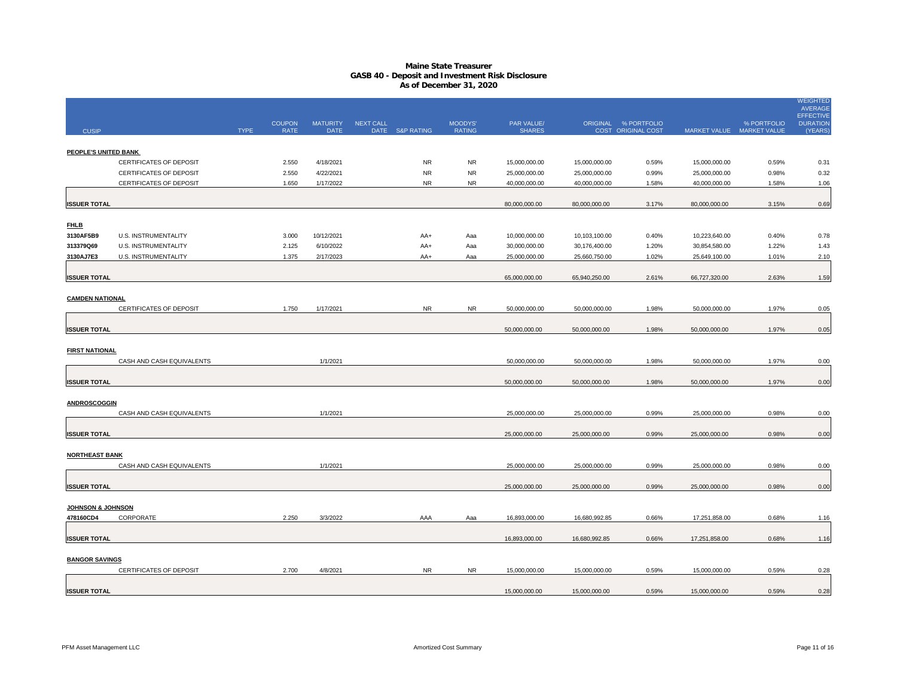# Maine State Treasurer
## GASB 40 - Deposit and Investment Risk Disclosure
### As of December 31, 2020

| CUSIP | | TYPE | COUPON RATE | MATURITY DATE | NEXT CALL DATE | S&P RATING | MOODYS' RATING | PAR VALUE/ SHARES | ORIGINAL COST | % PORTFOLIO ORIGINAL COST | MARKET VALUE | % PORTFOLIO MARKET VALUE | WEIGHTED AVERAGE EFFECTIVE DURATION (YEARS) |
|---|---|---|---|---|---|---|---|---|---|---|---|---|---|
| **PEOPLE'S UNITED BANK** | | | | | | | | | | | | | |
| | CERTIFICATES OF DEPOSIT | | 2.550 | 4/18/2021 | | NR | NR | 15,000,000.00 | 15,000,000.00 | 0.59% | 15,000,000.00 | 0.59% | 0.31 |
| | CERTIFICATES OF DEPOSIT | | 2.550 | 4/22/2021 | | NR | NR | 25,000,000.00 | 25,000,000.00 | 0.99% | 25,000,000.00 | 0.98% | 0.32 |
| | CERTIFICATES OF DEPOSIT | | 1.650 | 1/17/2022 | | NR | NR | 40,000,000.00 | 40,000,000.00 | 1.58% | 40,000,000.00 | 1.58% | 1.06 |
| **ISSUER TOTAL** | | | | | | | | 80,000,000.00 | 80,000,000.00 | 3.17% | 80,000,000.00 | 3.15% | 0.69 |
| **FHLB** | | | | | | | | | | | | | |
| 3130AF5B9 | U.S. INSTRUMENTALITY | | 3.000 | 10/12/2021 | | AA+ | Aaa | 10,000,000.00 | 10,103,100.00 | 0.40% | 10,223,640.00 | 0.40% | 0.78 |
| 313379Q69 | U.S. INSTRUMENTALITY | | 2.125 | 6/10/2022 | | AA+ | Aaa | 30,000,000.00 | 30,176,400.00 | 1.20% | 30,854,580.00 | 1.22% | 1.43 |
| 3130AJ7E3 | U.S. INSTRUMENTALITY | | 1.375 | 2/17/2023 | | AA+ | Aaa | 25,000,000.00 | 25,660,750.00 | 1.02% | 25,649,100.00 | 1.01% | 2.10 |
| **ISSUER TOTAL** | | | | | | | | 65,000,000.00 | 65,940,250.00 | 2.61% | 66,727,320.00 | 2.63% | 1.59 |
| **CAMDEN NATIONAL** | | | | | | | | | | | | | |
| | CERTIFICATES OF DEPOSIT | | 1.750 | 1/17/2021 | | NR | NR | 50,000,000.00 | 50,000,000.00 | 1.98% | 50,000,000.00 | 1.97% | 0.05 |
| **ISSUER TOTAL** | | | | | | | | 50,000,000.00 | 50,000,000.00 | 1.98% | 50,000,000.00 | 1.97% | 0.05 |
| **FIRST NATIONAL** | | | | | | | | | | | | | |
| | CASH AND CASH EQUIVALENTS | | | 1/1/2021 | | | | 50,000,000.00 | 50,000,000.00 | 1.98% | 50,000,000.00 | 1.97% | 0.00 |
| **ISSUER TOTAL** | | | | | | | | 50,000,000.00 | 50,000,000.00 | 1.98% | 50,000,000.00 | 1.97% | 0.00 |
| **ANDROSCOGGIN** | | | | | | | | | | | | | |
| | CASH AND CASH EQUIVALENTS | | | 1/1/2021 | | | | 25,000,000.00 | 25,000,000.00 | 0.99% | 25,000,000.00 | 0.98% | 0.00 |
| **ISSUER TOTAL** | | | | | | | | 25,000,000.00 | 25,000,000.00 | 0.99% | 25,000,000.00 | 0.98% | 0.00 |
| **NORTHEAST BANK** | | | | | | | | | | | | | |
| | CASH AND CASH EQUIVALENTS | | | 1/1/2021 | | | | 25,000,000.00 | 25,000,000.00 | 0.99% | 25,000,000.00 | 0.98% | 0.00 |
| **ISSUER TOTAL** | | | | | | | | 25,000,000.00 | 25,000,000.00 | 0.99% | 25,000,000.00 | 0.98% | 0.00 |
| **JOHNSON & JOHNSON** | | | | | | | | | | | | | |
| 478160CD4 | CORPORATE | | 2.250 | 3/3/2022 | | AAA | Aaa | 16,893,000.00 | 16,680,992.85 | 0.66% | 17,251,858.00 | 0.68% | 1.16 |
| **ISSUER TOTAL** | | | | | | | | 16,893,000.00 | 16,680,992.85 | 0.66% | 17,251,858.00 | 0.68% | 1.16 |
| **BANGOR SAVINGS** | | | | | | | | | | | | | |
| | CERTIFICATES OF DEPOSIT | | 2.700 | 4/8/2021 | | NR | NR | 15,000,000.00 | 15,000,000.00 | 0.59% | 15,000,000.00 | 0.59% | 0.28 |
| **ISSUER TOTAL** | | | | | | | | 15,000,000.00 | 15,000,000.00 | 0.59% | 15,000,000.00 | 0.59% | 0.28 |

PFM Asset Management LLC

Amortized Cost Summary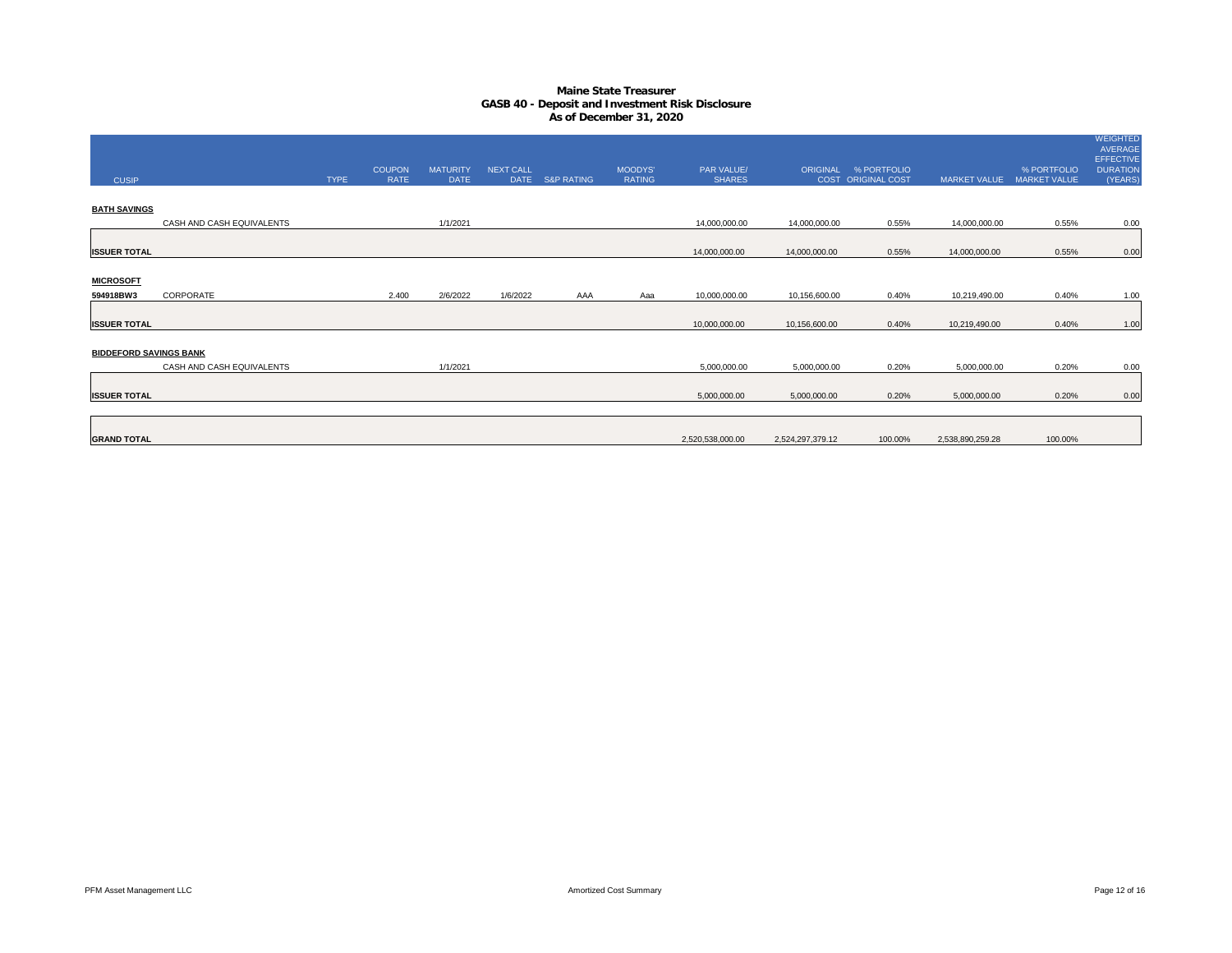# Maine State Treasurer
## GASB 40 - Deposit and Investment Risk Disclosure
### As of December 31, 2020

| CUSIP | | TYPE | COUPON RATE | MATURITY DATE | NEXT CALL DATE | S&P RATING | MOODYS' RATING | PAR VALUE/ SHARES | ORIGINAL COST | % PORTFOLIO ORIGINAL COST | MARKET VALUE | % PORTFOLIO MARKET VALUE | WEIGHTED AVERAGE EFFECTIVE DURATION (YEARS) |
|---|---|---|---|---|---|---|---|---|---|---|---|---|---|
| **BATH SAVINGS** | | | | | | | | | | | | | |
| | CASH AND CASH EQUIVALENTS | | | 1/1/2021 | | | | 14,000,000.00 | 14,000,000.00 | 0.55% | 14,000,000.00 | 0.55% | 0.00 |
| **ISSUER TOTAL** | | | | | | | | 14,000,000.00 | 14,000,000.00 | 0.55% | 14,000,000.00 | 0.55% | 0.00 |
| **MICROSOFT** | | | | | | | | | | | | | |
| 594918BW3 | CORPORATE | | 2.400 | 2/6/2022 | 1/6/2022 | AAA | Aaa | 10,000,000.00 | 10,156,600.00 | 0.40% | 10,219,490.00 | 0.40% | 1.00 |
| **ISSUER TOTAL** | | | | | | | | 10,000,000.00 | 10,156,600.00 | 0.40% | 10,219,490.00 | 0.40% | 1.00 |
| **BIDDEFORD SAVINGS BANK** | | | | | | | | | | | | | |
| | CASH AND CASH EQUIVALENTS | | | 1/1/2021 | | | | 5,000,000.00 | 5,000,000.00 | 0.20% | 5,000,000.00 | 0.20% | 0.00 |
| **ISSUER TOTAL** | | | | | | | | 5,000,000.00 | 5,000,000.00 | 0.20% | 5,000,000.00 | 0.20% | 0.00 |
| **GRAND TOTAL** | | | | | | | | 2,520,538,000.00 | 2,524,297,379.12 | 100.00% | 2,538,890,259.28 | 100.00% | |

PFM Asset Management LLC

Amortized Cost Summary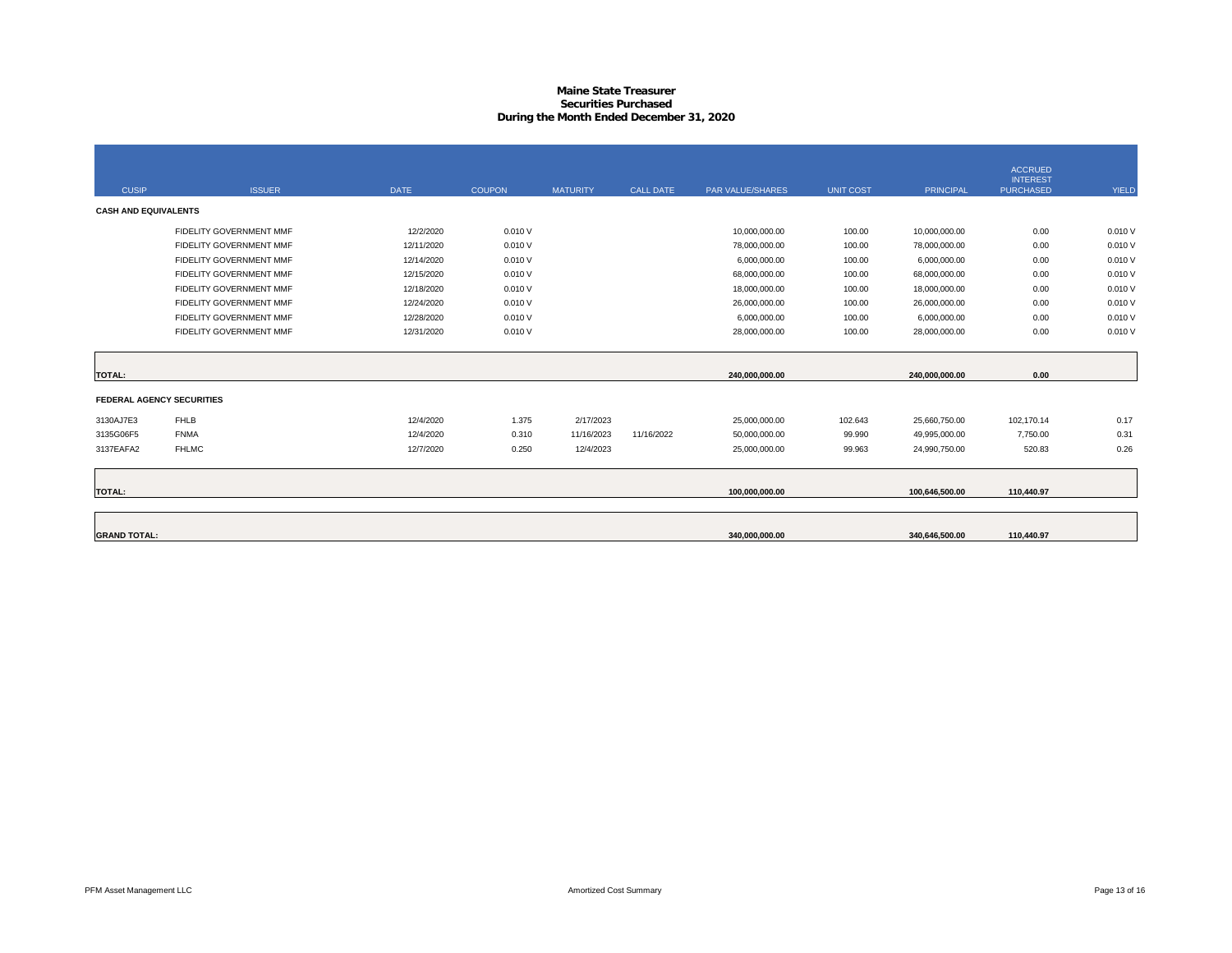# Maine State Treasurer
## Securities Purchased
### During the Month Ended December 31, 2020

| CUSIP | ISSUER | DATE | COUPON | MATURITY | CALL DATE | PAR VALUE/SHARES | UNIT COST | PRINCIPAL | ACCRUED INTEREST PURCHASED | YIELD |
|---|---|---|---|---|---|---|---|---|---|---|
| **CASH AND EQUIVALENTS** | | | | | | | | | | |
| | FIDELITY GOVERNMENT MMF | 12/2/2020 | 0.010 V | | | 10,000,000.00 | 100.00 | 10,000,000.00 | 0.00 | 0.010 V |
| | FIDELITY GOVERNMENT MMF | 12/11/2020 | 0.010 V | | | 78,000,000.00 | 100.00 | 78,000,000.00 | 0.00 | 0.010 V |
| | FIDELITY GOVERNMENT MMF | 12/14/2020 | 0.010 V | | | 6,000,000.00 | 100.00 | 6,000,000.00 | 0.00 | 0.010 V |
| | FIDELITY GOVERNMENT MMF | 12/15/2020 | 0.010 V | | | 68,000,000.00 | 100.00 | 68,000,000.00 | 0.00 | 0.010 V |
| | FIDELITY GOVERNMENT MMF | 12/18/2020 | 0.010 V | | | 18,000,000.00 | 100.00 | 18,000,000.00 | 0.00 | 0.010 V |
| | FIDELITY GOVERNMENT MMF | 12/24/2020 | 0.010 V | | | 26,000,000.00 | 100.00 | 26,000,000.00 | 0.00 | 0.010 V |
| | FIDELITY GOVERNMENT MMF | 12/28/2020 | 0.010 V | | | 6,000,000.00 | 100.00 | 6,000,000.00 | 0.00 | 0.010 V |
| | FIDELITY GOVERNMENT MMF | 12/31/2020 | 0.010 V | | | 28,000,000.00 | 100.00 | 28,000,000.00 | 0.00 | 0.010 V |
| **TOTAL:** | | | | | | **240,000,000.00** | | **240,000,000.00** | **0.00** | |
| **FEDERAL AGENCY SECURITIES** | | | | | | | | | | |
| 3130AJ7E3 | FHLB | 12/4/2020 | 1.375 | 2/17/2023 | | 25,000,000.00 | 102.643 | 25,660,750.00 | 102,170.14 | 0.17 |
| 3135G06F5 | FNMA | 12/4/2020 | 0.310 | 11/16/2023 | 11/16/2022 | 50,000,000.00 | 99.990 | 49,995,000.00 | 7,750.00 | 0.31 |
| 3137EAFA2 | FHLMC | 12/7/2020 | 0.250 | 12/4/2023 | | 25,000,000.00 | 99.963 | 24,990,750.00 | 520.83 | 0.26 |
| **TOTAL:** | | | | | | **100,000,000.00** | | **100,646,500.00** | **110,440.97** | |
| **GRAND TOTAL:** | | | | | | **340,000,000.00** | | **340,646,500.00** | **110,440.97** | |

PFM Asset Management LLC — Amortized Cost Summary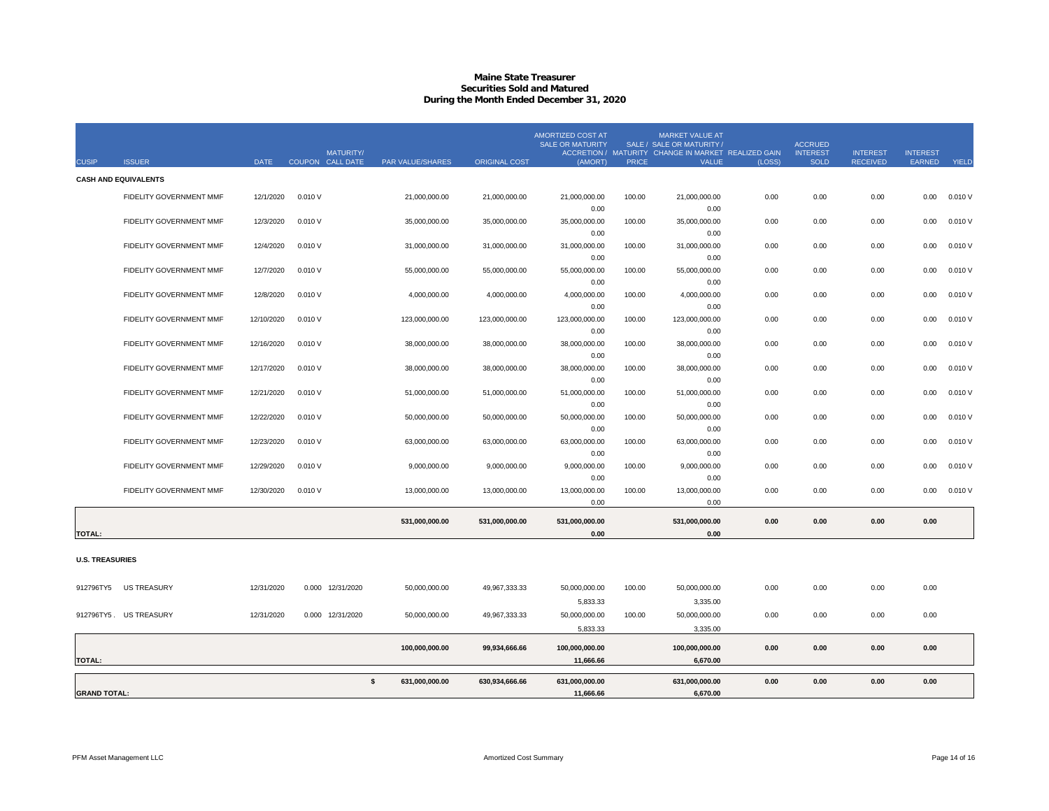# Maine State Treasurer
## Securities Sold and Matured
### During the Month Ended December 31, 2020

| CUSIP | ISSUER | DATE | COUPON | MATURITY/ CALL DATE | PAR VALUE/SHARES | ORIGINAL COST | AMORTIZED COST AT SALE OR MATURITY ACCRETION / (AMORT) | SALE / MATURITY PRICE | MARKET VALUE AT SALE OR MATURITY / CHANGE IN MARKET VALUE | REALIZED GAIN (LOSS) | ACCRUED INTEREST SOLD | INTEREST RECEIVED | INTEREST EARNED | YIELD |
|---|---|---|---|---|---|---|---|---|---|---|---|---|---|---|
| **CASH AND EQUIVALENTS** | | | | | | | | | | | | | | |
| | FIDELITY GOVERNMENT MMF | 12/1/2020 | 0.010 V | | 21,000,000.00 | 21,000,000.00 | 21,000,000.00 / 0.00 | 100.00 | 21,000,000.00 / 0.00 | 0.00 | 0.00 | 0.00 | 0.00 | 0.010 V |
| | FIDELITY GOVERNMENT MMF | 12/3/2020 | 0.010 V | | 35,000,000.00 | 35,000,000.00 | 35,000,000.00 / 0.00 | 100.00 | 35,000,000.00 / 0.00 | 0.00 | 0.00 | 0.00 | 0.00 | 0.010 V |
| | FIDELITY GOVERNMENT MMF | 12/4/2020 | 0.010 V | | 31,000,000.00 | 31,000,000.00 | 31,000,000.00 / 0.00 | 100.00 | 31,000,000.00 / 0.00 | 0.00 | 0.00 | 0.00 | 0.00 | 0.010 V |
| | FIDELITY GOVERNMENT MMF | 12/7/2020 | 0.010 V | | 55,000,000.00 | 55,000,000.00 | 55,000,000.00 / 0.00 | 100.00 | 55,000,000.00 / 0.00 | 0.00 | 0.00 | 0.00 | 0.00 | 0.010 V |
| | FIDELITY GOVERNMENT MMF | 12/8/2020 | 0.010 V | | 4,000,000.00 | 4,000,000.00 | 4,000,000.00 / 0.00 | 100.00 | 4,000,000.00 / 0.00 | 0.00 | 0.00 | 0.00 | 0.00 | 0.010 V |
| | FIDELITY GOVERNMENT MMF | 12/10/2020 | 0.010 V | | 123,000,000.00 | 123,000,000.00 | 123,000,000.00 / 0.00 | 100.00 | 123,000,000.00 / 0.00 | 0.00 | 0.00 | 0.00 | 0.00 | 0.010 V |
| | FIDELITY GOVERNMENT MMF | 12/16/2020 | 0.010 V | | 38,000,000.00 | 38,000,000.00 | 38,000,000.00 / 0.00 | 100.00 | 38,000,000.00 / 0.00 | 0.00 | 0.00 | 0.00 | 0.00 | 0.010 V |
| | FIDELITY GOVERNMENT MMF | 12/17/2020 | 0.010 V | | 38,000,000.00 | 38,000,000.00 | 38,000,000.00 / 0.00 | 100.00 | 38,000,000.00 / 0.00 | 0.00 | 0.00 | 0.00 | 0.00 | 0.010 V |
| | FIDELITY GOVERNMENT MMF | 12/21/2020 | 0.010 V | | 51,000,000.00 | 51,000,000.00 | 51,000,000.00 / 0.00 | 100.00 | 51,000,000.00 / 0.00 | 0.00 | 0.00 | 0.00 | 0.00 | 0.010 V |
| | FIDELITY GOVERNMENT MMF | 12/22/2020 | 0.010 V | | 50,000,000.00 | 50,000,000.00 | 50,000,000.00 / 0.00 | 100.00 | 50,000,000.00 / 0.00 | 0.00 | 0.00 | 0.00 | 0.00 | 0.010 V |
| | FIDELITY GOVERNMENT MMF | 12/23/2020 | 0.010 V | | 63,000,000.00 | 63,000,000.00 | 63,000,000.00 / 0.00 | 100.00 | 63,000,000.00 / 0.00 | 0.00 | 0.00 | 0.00 | 0.00 | 0.010 V |
| | FIDELITY GOVERNMENT MMF | 12/29/2020 | 0.010 V | | 9,000,000.00 | 9,000,000.00 | 9,000,000.00 / 0.00 | 100.00 | 9,000,000.00 / 0.00 | 0.00 | 0.00 | 0.00 | 0.00 | 0.010 V |
| | FIDELITY GOVERNMENT MMF | 12/30/2020 | 0.010 V | | 13,000,000.00 | 13,000,000.00 | 13,000,000.00 / 0.00 | 100.00 | 13,000,000.00 / 0.00 | 0.00 | 0.00 | 0.00 | 0.00 | 0.010 V |
| **TOTAL:** | | | | | **531,000,000.00** | **531,000,000.00** | **531,000,000.00 / 0.00** | | **531,000,000.00 / 0.00** | **0.00** | **0.00** | **0.00** | **0.00** | |
| **U.S. TREASURIES** | | | | | | | | | | | | | | |
| 912796TY5 | US TREASURY | 12/31/2020 | 0.000 | 12/31/2020 | 50,000,000.00 | 49,967,333.33 | 50,000,000.00 / 5,833.33 | 100.00 | 50,000,000.00 / 3,335.00 | 0.00 | 0.00 | 0.00 | 0.00 | |
| 912796TY5 . | US TREASURY | 12/31/2020 | 0.000 | 12/31/2020 | 50,000,000.00 | 49,967,333.33 | 50,000,000.00 / 5,833.33 | 100.00 | 50,000,000.00 / 3,335.00 | 0.00 | 0.00 | 0.00 | 0.00 | |
| **TOTAL:** | | | | | **100,000,000.00** | **99,934,666.66** | **100,000,000.00 / 11,666.66** | | **100,000,000.00 / 6,670.00** | **0.00** | **0.00** | **0.00** | **0.00** | |
| **GRAND TOTAL:** | | | | | **$ 631,000,000.00** | **630,934,666.66** | **631,000,000.00 / 11,666.66** | | **631,000,000.00 / 6,670.00** | **0.00** | **0.00** | **0.00** | **0.00** | |

PFM Asset Management LLC — Amortized Cost Summary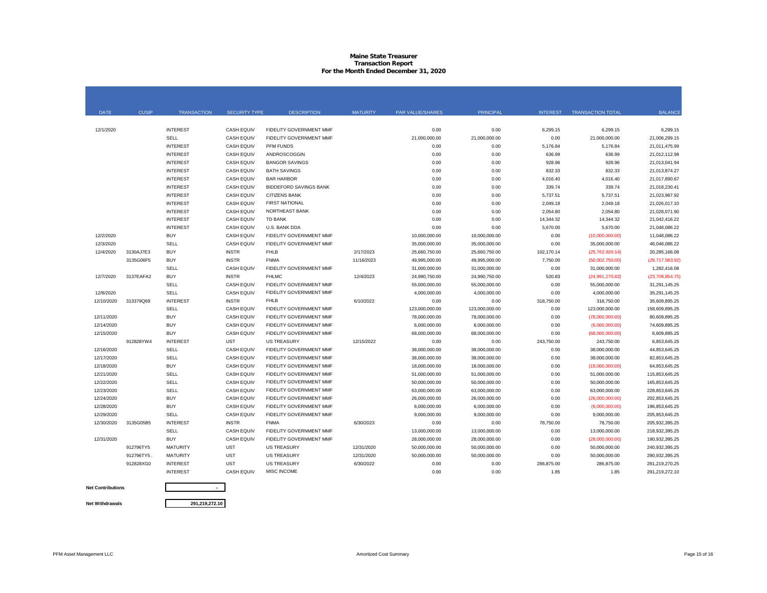# Maine State Treasurer
## Transaction Report
### For the Month Ended December 31, 2020

| DATE | CUSIP | TRANSACTION | SECURITY TYPE | DESCRIPTION | MATURITY | PAR VALUE/SHARES | PRINCIPAL | INTEREST | TRANSACTION TOTAL | BALANCE |
|---|---|---|---|---|---|---|---|---|---|---|
| 12/1/2020 | | INTEREST | CASH EQUIV | FIDELITY GOVERNMENT MMF | | 0.00 | 0.00 | 6,299.15 | 6,299.15 | 6,299.15 |
| | | SELL | CASH EQUIV | FIDELITY GOVERNMENT MMF | | 21,000,000.00 | 21,000,000.00 | 0.00 | 21,000,000.00 | 21,006,299.15 |
| | | INTEREST | CASH EQUIV | PFM FUNDS | | 0.00 | 0.00 | 5,176.84 | 5,176.84 | 21,011,475.99 |
| | | INTEREST | CASH EQUIV | ANDROSCOGGIN | | 0.00 | 0.00 | 636.99 | 636.99 | 21,012,112.98 |
| | | INTEREST | CASH EQUIV | BANGOR SAVINGS | | 0.00 | 0.00 | 928.96 | 928.96 | 21,013,041.94 |
| | | INTEREST | CASH EQUIV | BATH SAVINGS | | 0.00 | 0.00 | 832.33 | 832.33 | 21,013,874.27 |
| | | INTEREST | CASH EQUIV | BAR HARBOR | | 0.00 | 0.00 | 4,016.40 | 4,016.40 | 21,017,890.67 |
| | | INTEREST | CASH EQUIV | BIDDEFORD SAVINGS BANK | | 0.00 | 0.00 | 339.74 | 339.74 | 21,018,230.41 |
| | | INTEREST | CASH EQUIV | CITIZENS BANK | | 0.00 | 0.00 | 5,737.51 | 5,737.51 | 21,023,967.92 |
| | | INTEREST | CASH EQUIV | FIRST NATIONAL | | 0.00 | 0.00 | 2,049.18 | 2,049.18 | 21,026,017.10 |
| | | INTEREST | CASH EQUIV | NORTHEAST BANK | | 0.00 | 0.00 | 2,054.80 | 2,054.80 | 21,028,071.90 |
| | | INTEREST | CASH EQUIV | TD BANK | | 0.00 | 0.00 | 14,344.32 | 14,344.32 | 21,042,416.22 |
| | | INTEREST | CASH EQUIV | U.S. BANK DDA | | 0.00 | 0.00 | 5,670.00 | 5,670.00 | 21,048,086.22 |
| 12/2/2020 | | BUY | CASH EQUIV | FIDELITY GOVERNMENT MMF | | 10,000,000.00 | 10,000,000.00 | 0.00 | (10,000,000.00) | 11,048,086.22 |
| 12/3/2020 | | SELL | CASH EQUIV | FIDELITY GOVERNMENT MMF | | 35,000,000.00 | 35,000,000.00 | 0.00 | 35,000,000.00 | 46,048,086.22 |
| 12/4/2020 | 3130AJ7E3 | BUY | INSTR | FHLB | 2/17/2023 | 25,660,750.00 | 25,660,750.00 | 102,170.14 | (25,762,920.14) | 20,285,166.08 |
| | 3135G06F5 | BUY | INSTR | FNMA | 11/16/2023 | 49,995,000.00 | 49,995,000.00 | 7,750.00 | (50,002,750.00) | (29,717,583.92) |
| | | SELL | CASH EQUIV | FIDELITY GOVERNMENT MMF | | 31,000,000.00 | 31,000,000.00 | 0.00 | 31,000,000.00 | 1,282,416.08 |
| 12/7/2020 | 3137EAFA2 | BUY | INSTR | FHLMC | 12/4/2023 | 24,990,750.00 | 24,990,750.00 | 520.83 | (24,991,270.83) | (23,708,854.75) |
| | | SELL | CASH EQUIV | FIDELITY GOVERNMENT MMF | | 55,000,000.00 | 55,000,000.00 | 0.00 | 55,000,000.00 | 31,291,145.25 |
| 12/8/2020 | | SELL | CASH EQUIV | FIDELITY GOVERNMENT MMF | | 4,000,000.00 | 4,000,000.00 | 0.00 | 4,000,000.00 | 35,291,145.25 |
| 12/10/2020 | 313379Q69 | INTEREST | INSTR | FHLB | 6/10/2022 | 0.00 | 0.00 | 318,750.00 | 318,750.00 | 35,609,895.25 |
| | | SELL | CASH EQUIV | FIDELITY GOVERNMENT MMF | | 123,000,000.00 | 123,000,000.00 | 0.00 | 123,000,000.00 | 158,609,895.25 |
| 12/11/2020 | | BUY | CASH EQUIV | FIDELITY GOVERNMENT MMF | | 78,000,000.00 | 78,000,000.00 | 0.00 | (78,000,000.00) | 80,609,895.25 |
| 12/14/2020 | | BUY | CASH EQUIV | FIDELITY GOVERNMENT MMF | | 6,000,000.00 | 6,000,000.00 | 0.00 | (6,000,000.00) | 74,609,895.25 |
| 12/15/2020 | | BUY | CASH EQUIV | FIDELITY GOVERNMENT MMF | | 68,000,000.00 | 68,000,000.00 | 0.00 | (68,000,000.00) | 6,609,895.25 |
| | 912828YW4 | INTEREST | UST | US TREASURY | 12/15/2022 | 0.00 | 0.00 | 243,750.00 | 243,750.00 | 6,853,645.25 |
| 12/16/2020 | | SELL | CASH EQUIV | FIDELITY GOVERNMENT MMF | | 38,000,000.00 | 38,000,000.00 | 0.00 | 38,000,000.00 | 44,853,645.25 |
| 12/17/2020 | | SELL | CASH EQUIV | FIDELITY GOVERNMENT MMF | | 38,000,000.00 | 38,000,000.00 | 0.00 | 38,000,000.00 | 82,853,645.25 |
| 12/18/2020 | | BUY | CASH EQUIV | FIDELITY GOVERNMENT MMF | | 18,000,000.00 | 18,000,000.00 | 0.00 | (18,000,000.00) | 64,853,645.25 |
| 12/21/2020 | | SELL | CASH EQUIV | FIDELITY GOVERNMENT MMF | | 51,000,000.00 | 51,000,000.00 | 0.00 | 51,000,000.00 | 115,853,645.25 |
| 12/22/2020 | | SELL | CASH EQUIV | FIDELITY GOVERNMENT MMF | | 50,000,000.00 | 50,000,000.00 | 0.00 | 50,000,000.00 | 165,853,645.25 |
| 12/23/2020 | | SELL | CASH EQUIV | FIDELITY GOVERNMENT MMF | | 63,000,000.00 | 63,000,000.00 | 0.00 | 63,000,000.00 | 228,853,645.25 |
| 12/24/2020 | | BUY | CASH EQUIV | FIDELITY GOVERNMENT MMF | | 26,000,000.00 | 26,000,000.00 | 0.00 | (26,000,000.00) | 202,853,645.25 |
| 12/28/2020 | | BUY | CASH EQUIV | FIDELITY GOVERNMENT MMF | | 6,000,000.00 | 6,000,000.00 | 0.00 | (6,000,000.00) | 196,853,645.25 |
| 12/29/2020 | | SELL | CASH EQUIV | FIDELITY GOVERNMENT MMF | | 9,000,000.00 | 9,000,000.00 | 0.00 | 9,000,000.00 | 205,853,645.25 |
| 12/30/2020 | 3135G05B5 | INTEREST | INSTR | FNMA | 6/30/2023 | 0.00 | 0.00 | 78,750.00 | 78,750.00 | 205,932,395.25 |
| | | SELL | CASH EQUIV | FIDELITY GOVERNMENT MMF | | 13,000,000.00 | 13,000,000.00 | 0.00 | 13,000,000.00 | 218,932,395.25 |
| 12/31/2020 | | BUY | CASH EQUIV | FIDELITY GOVERNMENT MMF | | 28,000,000.00 | 28,000,000.00 | 0.00 | (28,000,000.00) | 190,932,395.25 |
| | 912796TY5 | MATURITY | UST | US TREASURY | 12/31/2020 | 50,000,000.00 | 50,000,000.00 | 0.00 | 50,000,000.00 | 240,932,395.25 |
| | 912796TY5 . | MATURITY | UST | US TREASURY | 12/31/2020 | 50,000,000.00 | 50,000,000.00 | 0.00 | 50,000,000.00 | 290,932,395.25 |
| | 912828XG0 | INTEREST | UST | US TREASURY | 6/30/2022 | 0.00 | 0.00 | 286,875.00 | 286,875.00 | 291,219,270.25 |
| | | INTEREST | CASH EQUIV | MISC INCOME | | 0.00 | 0.00 | 1.85 | 1.85 | 291,219,272.10 |

**Net Contributions** -

**Net Withdrawals** 291,219,272.10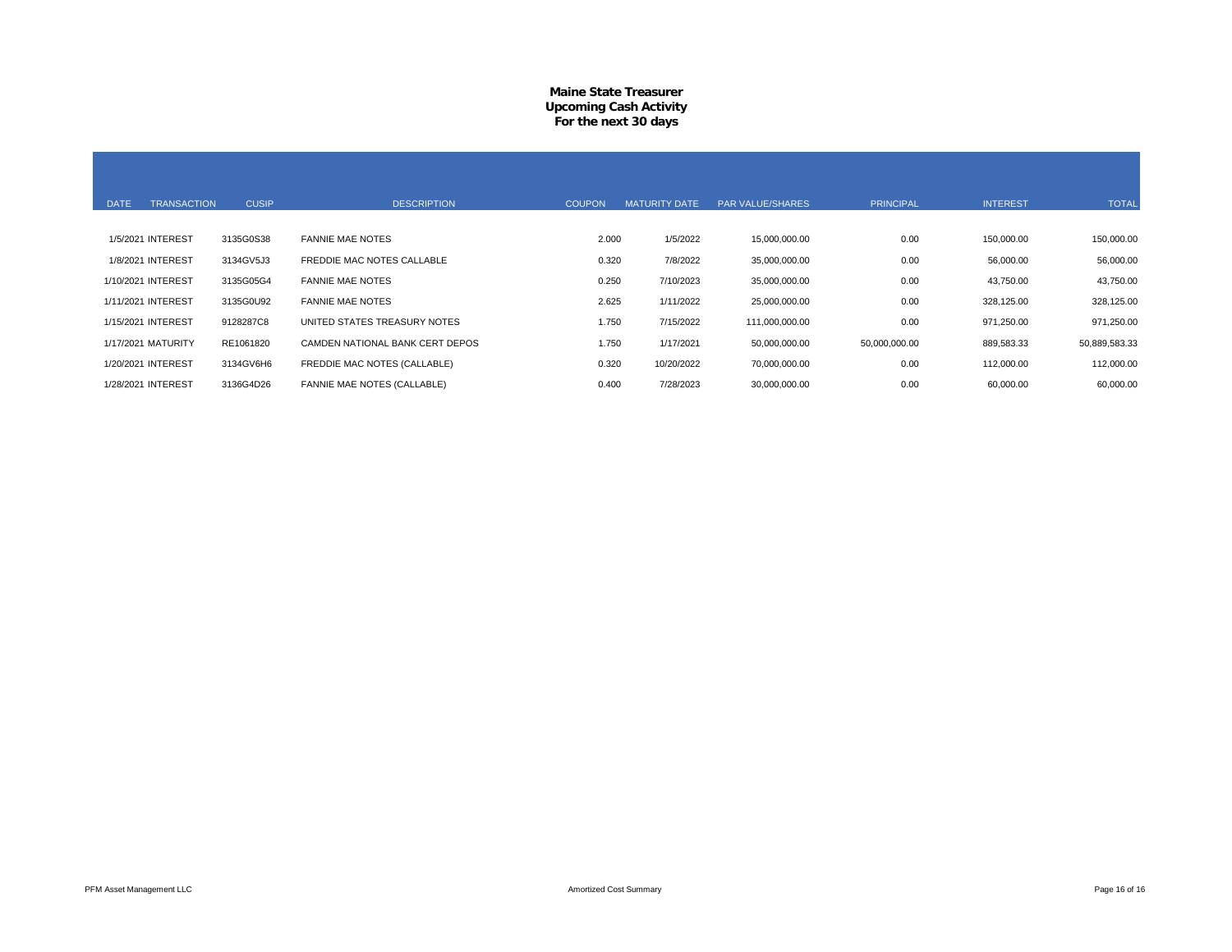# Maine State Treasurer
## Upcoming Cash Activity
### For the next 30 days

| DATE | TRANSACTION | CUSIP | DESCRIPTION | COUPON | MATURITY DATE | PAR VALUE/SHARES | PRINCIPAL | INTEREST | TOTAL |
|---|---|---|---|---|---|---|---|---|---|
| 1/5/2021 | INTEREST | 3135G0S38 | FANNIE MAE NOTES | 2.000 | 1/5/2022 | 15,000,000.00 | 0.00 | 150,000.00 | 150,000.00 |
| 1/8/2021 | INTEREST | 3134GV5J3 | FREDDIE MAC NOTES CALLABLE | 0.320 | 7/8/2022 | 35,000,000.00 | 0.00 | 56,000.00 | 56,000.00 |
| 1/10/2021 | INTEREST | 3135G05G4 | FANNIE MAE NOTES | 0.250 | 7/10/2023 | 35,000,000.00 | 0.00 | 43,750.00 | 43,750.00 |
| 1/11/2021 | INTEREST | 3135G0U92 | FANNIE MAE NOTES | 2.625 | 1/11/2022 | 25,000,000.00 | 0.00 | 328,125.00 | 328,125.00 |
| 1/15/2021 | INTEREST | 9128287C8 | UNITED STATES TREASURY NOTES | 1.750 | 7/15/2022 | 111,000,000.00 | 0.00 | 971,250.00 | 971,250.00 |
| 1/17/2021 | MATURITY | RE1061820 | CAMDEN NATIONAL BANK CERT DEPOS | 1.750 | 1/17/2021 | 50,000,000.00 | 50,000,000.00 | 889,583.33 | 50,889,583.33 |
| 1/20/2021 | INTEREST | 3134GV6H6 | FREDDIE MAC NOTES (CALLABLE) | 0.320 | 10/20/2022 | 70,000,000.00 | 0.00 | 112,000.00 | 112,000.00 |
| 1/28/2021 | INTEREST | 3136G4D26 | FANNIE MAE NOTES (CALLABLE) | 0.400 | 7/28/2023 | 30,000,000.00 | 0.00 | 60,000.00 | 60,000.00 |